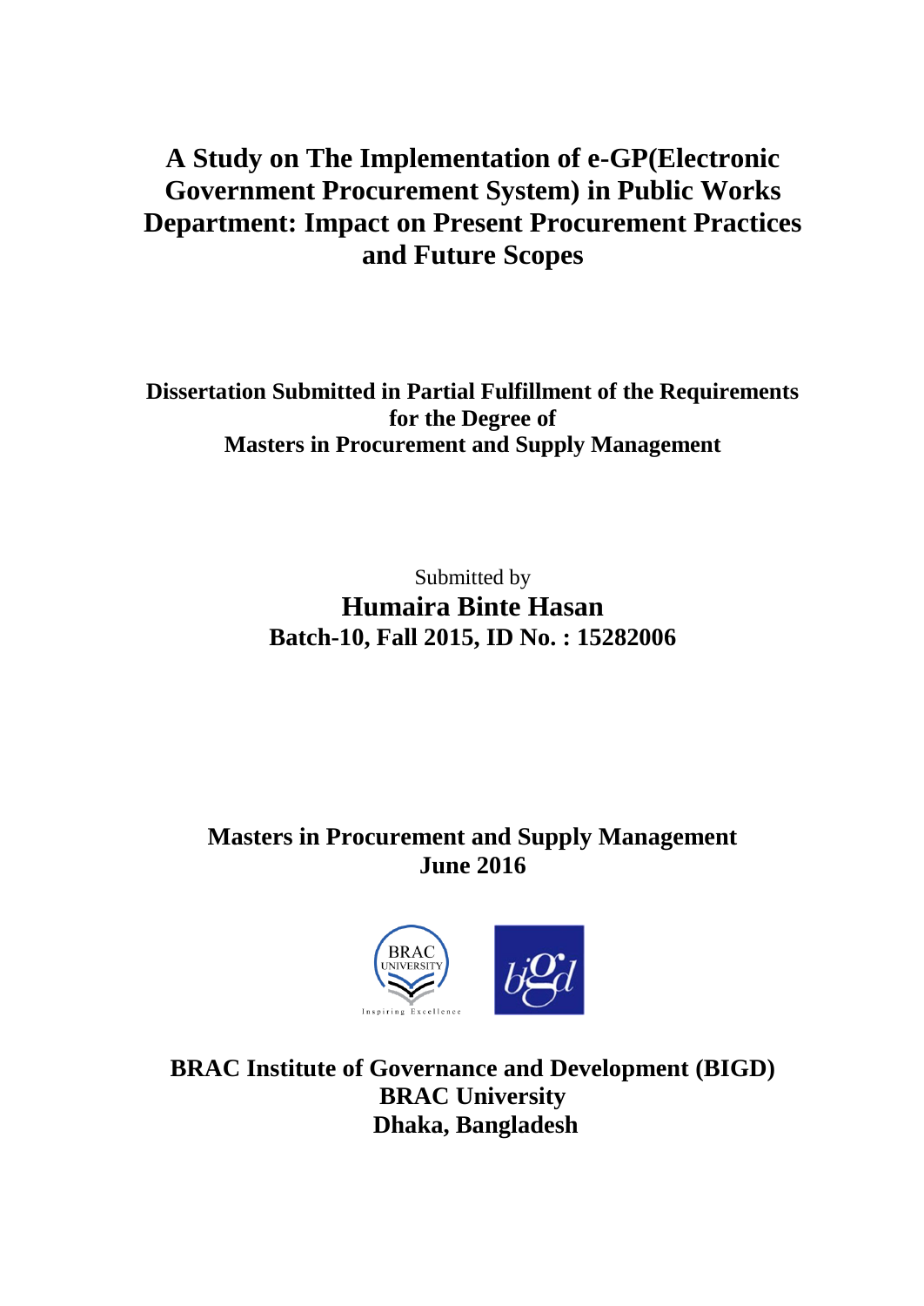# A Study on The Implementation of e-GP(Electronic Government Procurement System) in Public Works Department: Impact on Present Procurement Practices and Future Scopes

**Dissertation Submitted in Partial Fulfillment of the Requirements for the Degree of**
**Masters in Procurement and Supply Management**

Submitted by

**Humaira Binte Hasan**

**Batch-10, Fall 2015, ID No. : 15282006**

**Masters in Procurement and Supply Management**
**June 2016**

**BRAC Institute of Governance and Development (BIGD)**
**BRAC University**
**Dhaka, Bangladesh**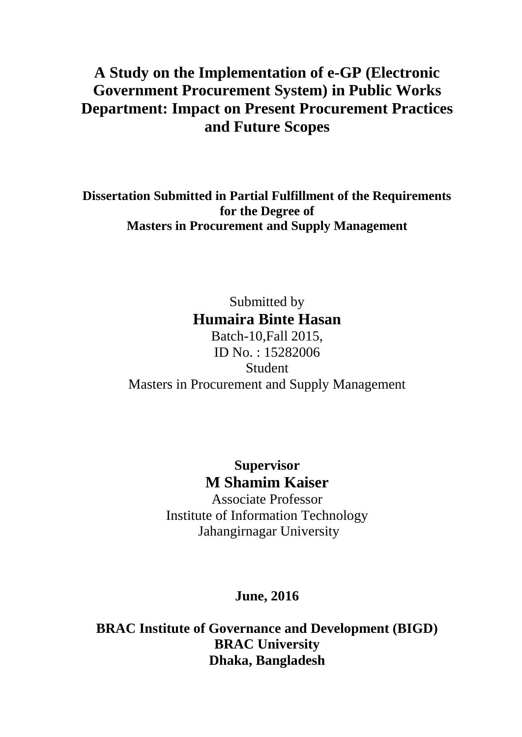# A Study on the Implementation of e-GP (Electronic Government Procurement System) in Public Works Department: Impact on Present Procurement Practices and Future Scopes

**Dissertation Submitted in Partial Fulfillment of the Requirements for the Degree of Masters in Procurement and Supply Management**

Submitted by

**Humaira Binte Hasan**

Batch-10,Fall 2015,

ID No. : 15282006

Student

Masters in Procurement and Supply Management

**Supervisor**

**M Shamim Kaiser**

Associate Professor

Institute of Information Technology

Jahangirnagar University

**June, 2016**

**BRAC Institute of Governance and Development (BIGD)**

**BRAC University**

**Dhaka, Bangladesh**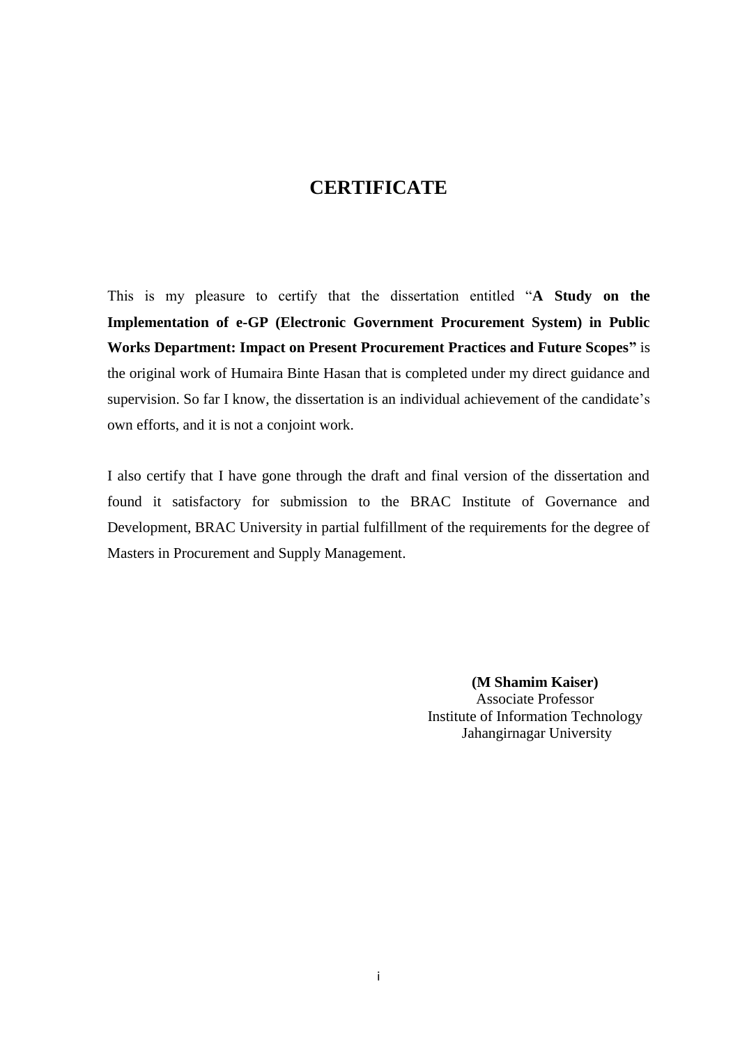# CERTIFICATE

This is my pleasure to certify that the dissertation entitled "**A Study on the Implementation of e-GP (Electronic Government Procurement System) in Public Works Department: Impact on Present Procurement Practices and Future Scopes"** is the original work of Humaira Binte Hasan that is completed under my direct guidance and supervision. So far I know, the dissertation is an individual achievement of the candidate's own efforts, and it is not a conjoint work.

I also certify that I have gone through the draft and final version of the dissertation and found it satisfactory for submission to the BRAC Institute of Governance and Development, BRAC University in partial fulfillment of the requirements for the degree of Masters in Procurement and Supply Management.

**(M Shamim Kaiser)**
Associate Professor
Institute of Information Technology
Jahangirnagar University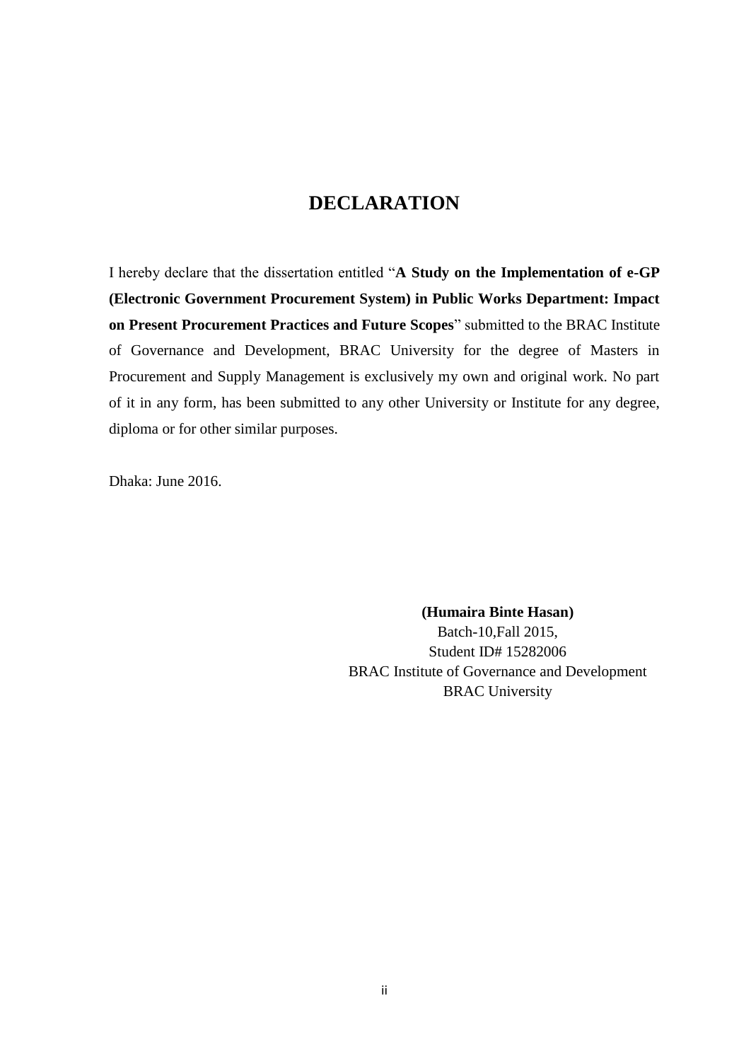# DECLARATION

I hereby declare that the dissertation entitled "**A Study on the Implementation of e-GP (Electronic Government Procurement System) in Public Works Department: Impact on Present Procurement Practices and Future Scopes**" submitted to the BRAC Institute of Governance and Development, BRAC University for the degree of Masters in Procurement and Supply Management is exclusively my own and original work. No part of it in any form, has been submitted to any other University or Institute for any degree, diploma or for other similar purposes.

Dhaka: June 2016.

**(Humaira Binte Hasan)**
Batch-10,Fall 2015,
Student ID# 15282006
BRAC Institute of Governance and Development
BRAC University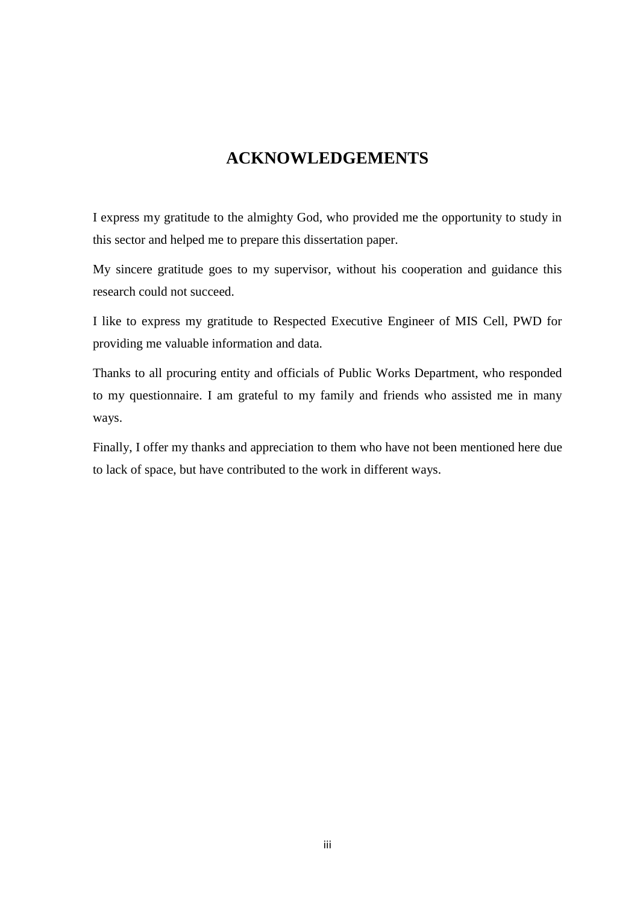# ACKNOWLEDGEMENTS

I express my gratitude to the almighty God, who provided me the opportunity to study in this sector and helped me to prepare this dissertation paper.

My sincere gratitude goes to my supervisor, without his cooperation and guidance this research could not succeed.

I like to express my gratitude to Respected Executive Engineer of MIS Cell, PWD for providing me valuable information and data.

Thanks to all procuring entity and officials of Public Works Department, who responded to my questionnaire. I am grateful to my family and friends who assisted me in many ways.

Finally, I offer my thanks and appreciation to them who have not been mentioned here due to lack of space, but have contributed to the work in different ways.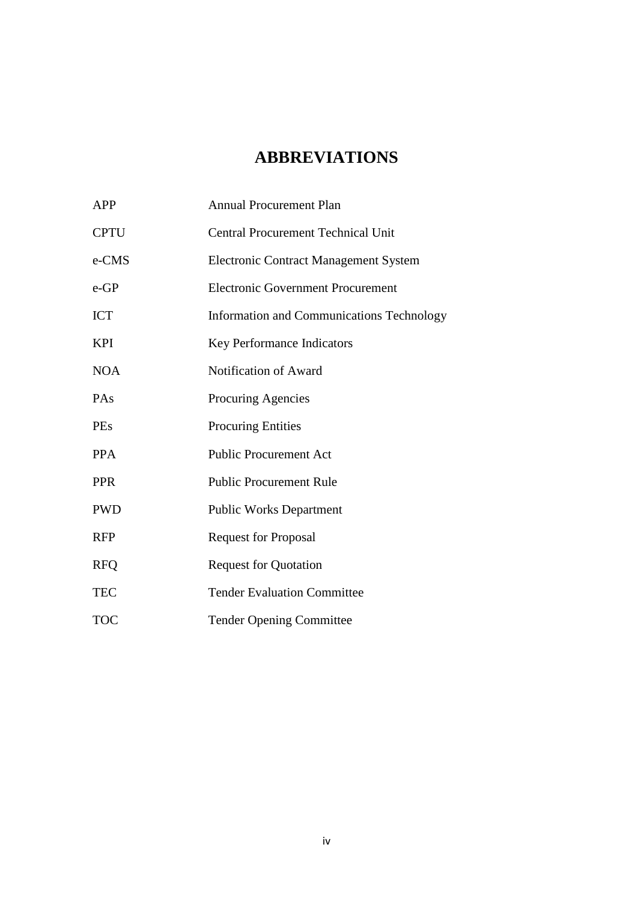# ABBREVIATIONS

| | |
|---|---|
| APP | Annual Procurement Plan |
| CPTU | Central Procurement Technical Unit |
| e-CMS | Electronic Contract Management System |
| e-GP | Electronic Government Procurement |
| ICT | Information and Communications Technology |
| KPI | Key Performance Indicators |
| NOA | Notification of Award |
| PAs | Procuring Agencies |
| PEs | Procuring Entities |
| PPA | Public Procurement Act |
| PPR | Public Procurement Rule |
| PWD | Public Works Department |
| RFP | Request for Proposal |
| RFQ | Request for Quotation |
| TEC | Tender Evaluation Committee |
| TOC | Tender Opening Committee |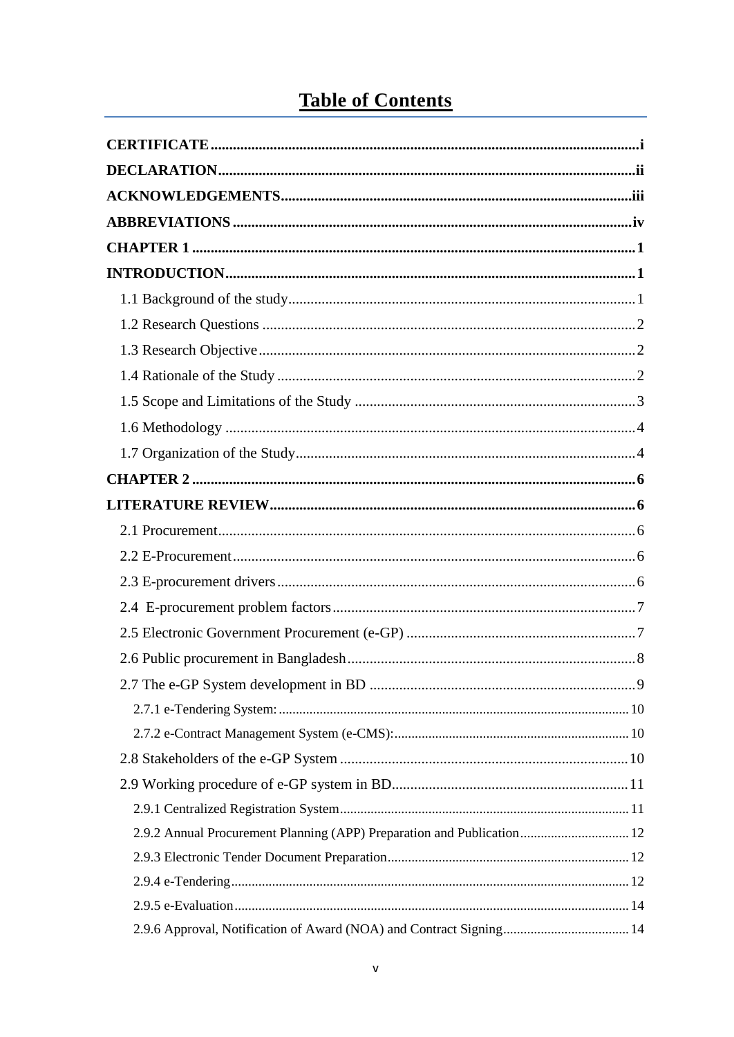# Table of Contents

**CERTIFICATE** .......... i

**DECLARATION** .......... ii

**ACKNOWLEDGEMENTS** .......... iii

**ABBREVIATIONS** .......... iv

**CHAPTER 1** .......... 1

**INTRODUCTION** .......... 1

- 1.1 Background of the study .......... 1
- 1.2 Research Questions .......... 2
- 1.3 Research Objective .......... 2
- 1.4 Rationale of the Study .......... 2
- 1.5 Scope and Limitations of the Study .......... 3
- 1.6 Methodology .......... 4
- 1.7 Organization of the Study .......... 4

**CHAPTER 2** .......... 6

**LITERATURE REVIEW** .......... 6

- 2.1 Procurement .......... 6
- 2.2 E-Procurement .......... 6
- 2.3 E-procurement drivers .......... 6
- 2.4 E-procurement problem factors .......... 7
- 2.5 Electronic Government Procurement (e-GP) .......... 7
- 2.6 Public procurement in Bangladesh .......... 8
- 2.7 The e-GP System development in BD .......... 9
  - 2.7.1 e-Tendering System: .......... 10
  - 2.7.2 e-Contract Management System (e-CMS): .......... 10
- 2.8 Stakeholders of the e-GP System .......... 10
- 2.9 Working procedure of e-GP system in BD .......... 11
  - 2.9.1 Centralized Registration System .......... 11
  - 2.9.2 Annual Procurement Planning (APP) Preparation and Publication .......... 12
  - 2.9.3 Electronic Tender Document Preparation .......... 12
  - 2.9.4 e-Tendering .......... 12
  - 2.9.5 e-Evaluation .......... 14
  - 2.9.6 Approval, Notification of Award (NOA) and Contract Signing .......... 14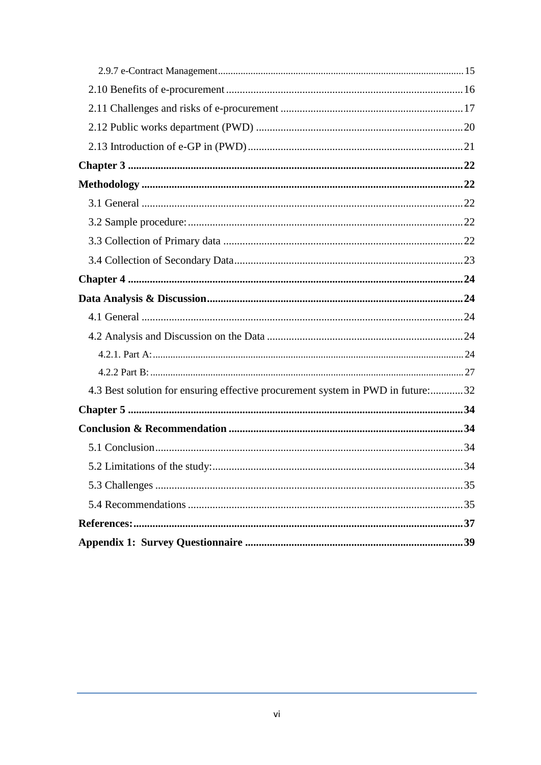2.9.7 e-Contract Management ..... 15

2.10 Benefits of e-procurement ..... 16

2.11 Challenges and risks of e-procurement ..... 17

2.12 Public works department (PWD) ..... 20

2.13 Introduction of e-GP in (PWD) ..... 21

**Chapter 3 ..... 22**

**Methodology ..... 22**

3.1 General ..... 22

3.2 Sample procedure: ..... 22

3.3 Collection of Primary data ..... 22

3.4 Collection of Secondary Data ..... 23

**Chapter 4 ..... 24**

**Data Analysis & Discussion ..... 24**

4.1 General ..... 24

4.2 Analysis and Discussion on the Data ..... 24

4.2.1. Part A: ..... 24

4.2.2 Part B: ..... 27

4.3 Best solution for ensuring effective procurement system in PWD in future: ..... 32

**Chapter 5 ..... 34**

**Conclusion & Recommendation ..... 34**

5.1 Conclusion ..... 34

5.2 Limitations of the study: ..... 34

5.3 Challenges ..... 35

5.4 Recommendations ..... 35

**References: ..... 37**

**Appendix 1: Survey Questionnaire ..... 39**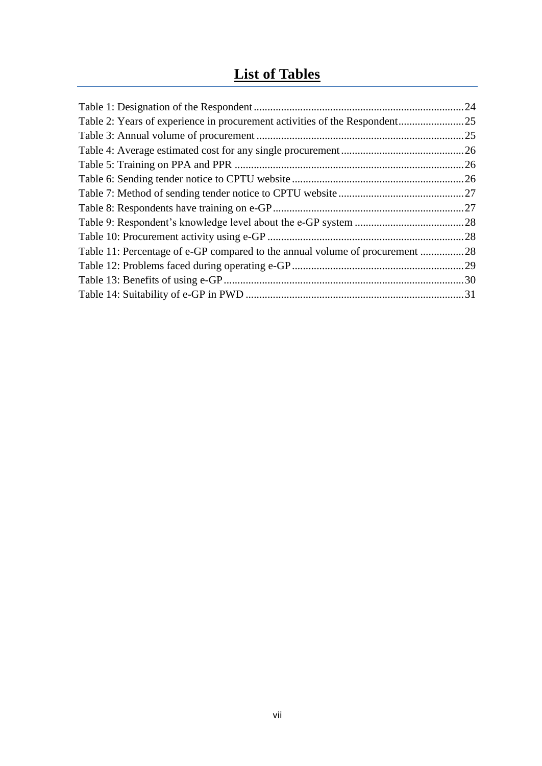# List of Tables

Table 1: Designation of the Respondent ........................................................................24
Table 2: Years of experience in procurement activities of the Respondent........................25
Table 3: Annual volume of procurement ........................................................................25
Table 4: Average estimated cost for any single procurement...........................................26
Table 5: Training on PPA and PPR ...............................................................................26
Table 6: Sending tender notice to CPTU website ...........................................................26
Table 7: Method of sending tender notice to CPTU website............................................27
Table 8: Respondents have training on e-GP.................................................................27
Table 9: Respondent’s knowledge level about the e-GP system .......................................28
Table 10: Procurement activity using e-GP ...................................................................28
Table 11: Percentage of e-GP compared to the annual volume of procurement ...............28
Table 12: Problems faced during operating e-GP...........................................................29
Table 13: Benefits of using e-GP...................................................................................30
Table 14: Suitability of e-GP in PWD ...........................................................................31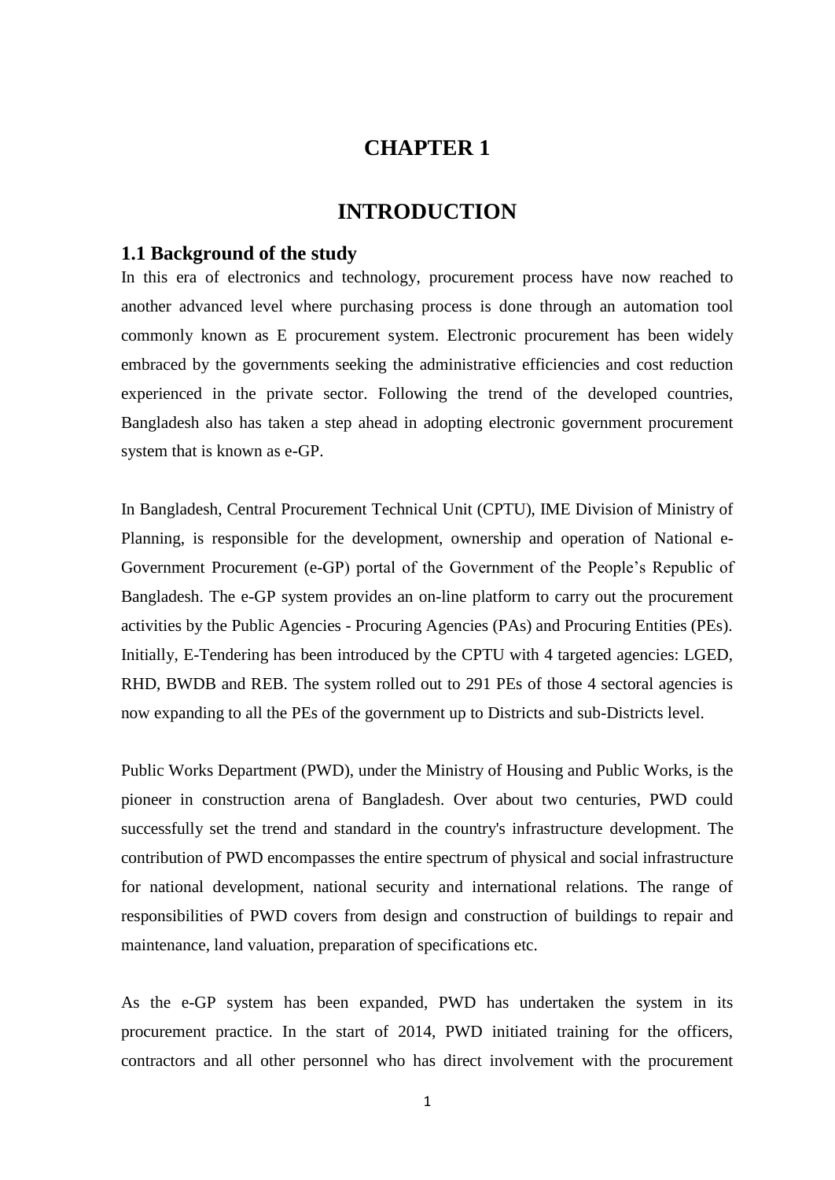# CHAPTER 1

# INTRODUCTION

## 1.1 Background of the study

In this era of electronics and technology, procurement process have now reached to another advanced level where purchasing process is done through an automation tool commonly known as E procurement system. Electronic procurement has been widely embraced by the governments seeking the administrative efficiencies and cost reduction experienced in the private sector. Following the trend of the developed countries, Bangladesh also has taken a step ahead in adopting electronic government procurement system that is known as e-GP.

In Bangladesh, Central Procurement Technical Unit (CPTU), IME Division of Ministry of Planning, is responsible for the development, ownership and operation of National e-Government Procurement (e-GP) portal of the Government of the People's Republic of Bangladesh. The e-GP system provides an on-line platform to carry out the procurement activities by the Public Agencies - Procuring Agencies (PAs) and Procuring Entities (PEs). Initially, E-Tendering has been introduced by the CPTU with 4 targeted agencies: LGED, RHD, BWDB and REB. The system rolled out to 291 PEs of those 4 sectoral agencies is now expanding to all the PEs of the government up to Districts and sub-Districts level.

Public Works Department (PWD), under the Ministry of Housing and Public Works, is the pioneer in construction arena of Bangladesh. Over about two centuries, PWD could successfully set the trend and standard in the country's infrastructure development. The contribution of PWD encompasses the entire spectrum of physical and social infrastructure for national development, national security and international relations. The range of responsibilities of PWD covers from design and construction of buildings to repair and maintenance, land valuation, preparation of specifications etc.

As the e-GP system has been expanded, PWD has undertaken the system in its procurement practice. In the start of 2014, PWD initiated training for the officers, contractors and all other personnel who has direct involvement with the procurement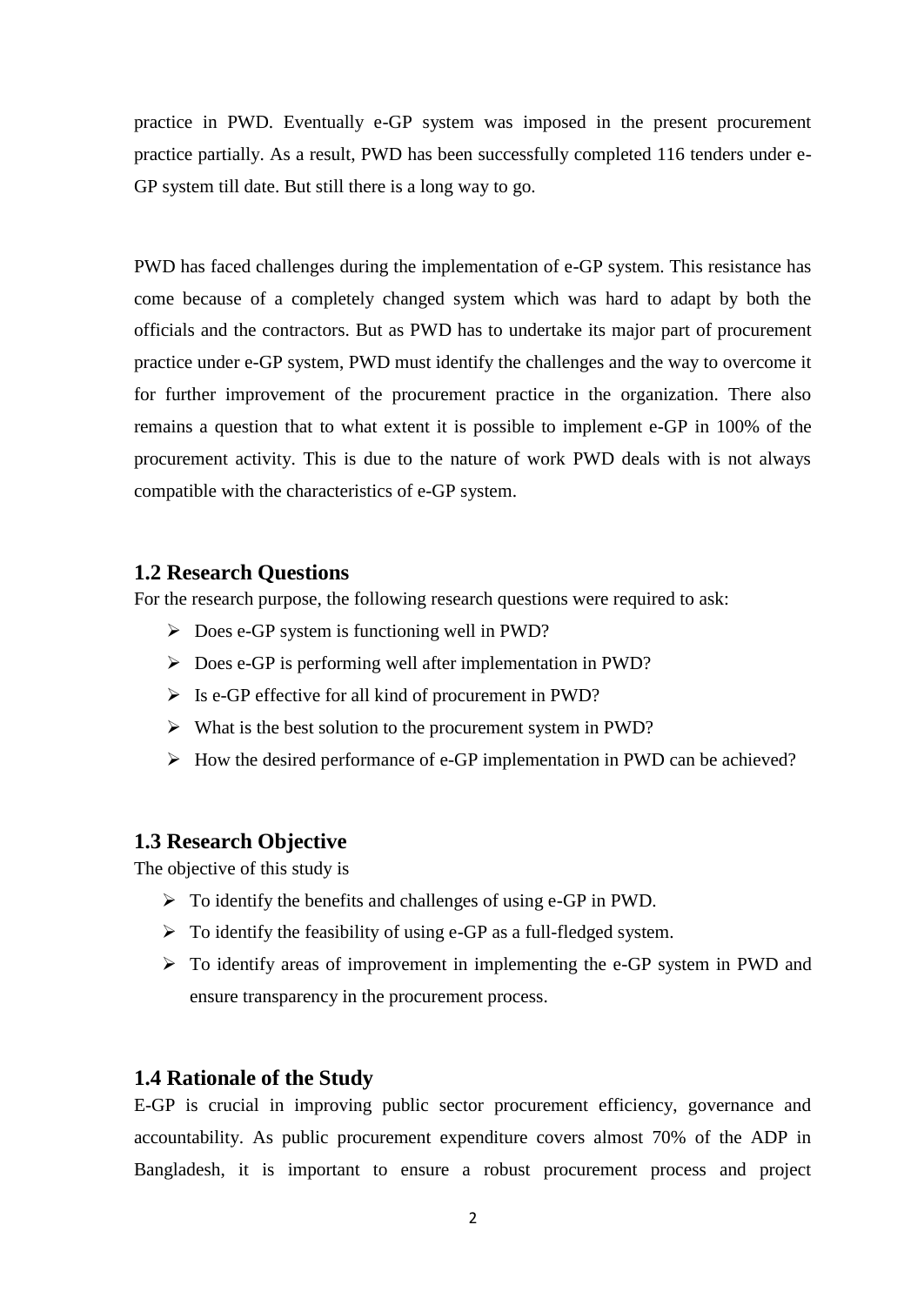practice in PWD. Eventually e-GP system was imposed in the present procurement practice partially. As a result, PWD has been successfully completed 116 tenders under e-GP system till date. But still there is a long way to go.

PWD has faced challenges during the implementation of e-GP system. This resistance has come because of a completely changed system which was hard to adapt by both the officials and the contractors. But as PWD has to undertake its major part of procurement practice under e-GP system, PWD must identify the challenges and the way to overcome it for further improvement of the procurement practice in the organization. There also remains a question that to what extent it is possible to implement e-GP in 100% of the procurement activity. This is due to the nature of work PWD deals with is not always compatible with the characteristics of e-GP system.

## 1.2 Research Questions

For the research purpose, the following research questions were required to ask:

- Does e-GP system is functioning well in PWD?
- Does e-GP is performing well after implementation in PWD?
- Is e-GP effective for all kind of procurement in PWD?
- What is the best solution to the procurement system in PWD?
- How the desired performance of e-GP implementation in PWD can be achieved?

## 1.3 Research Objective

The objective of this study is

- To identify the benefits and challenges of using e-GP in PWD.
- To identify the feasibility of using e-GP as a full-fledged system.
- To identify areas of improvement in implementing the e-GP system in PWD and ensure transparency in the procurement process.

## 1.4 Rationale of the Study

E-GP is crucial in improving public sector procurement efficiency, governance and accountability. As public procurement expenditure covers almost 70% of the ADP in Bangladesh, it is important to ensure a robust procurement process and project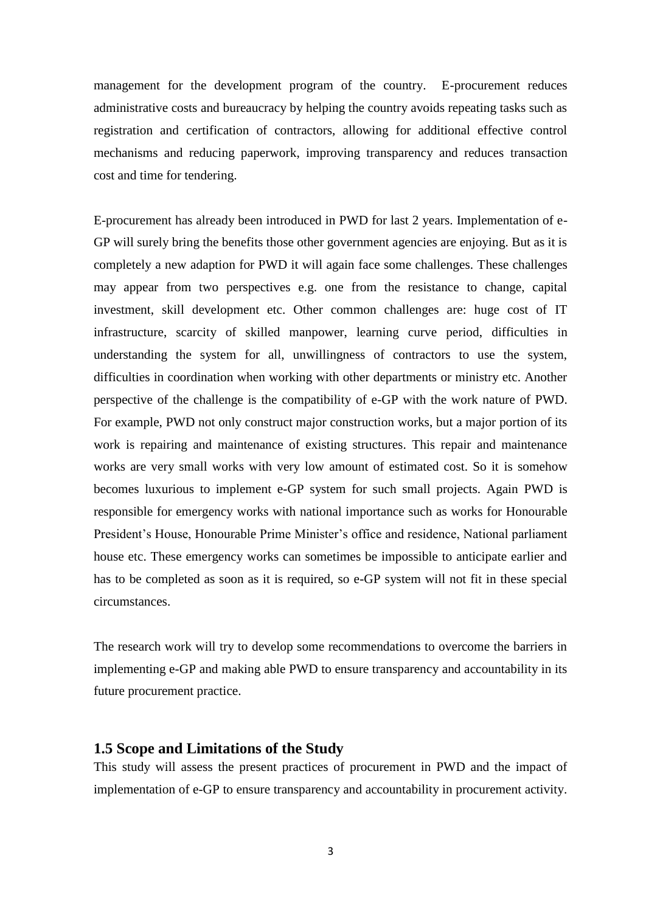management for the development program of the country. E-procurement reduces administrative costs and bureaucracy by helping the country avoids repeating tasks such as registration and certification of contractors, allowing for additional effective control mechanisms and reducing paperwork, improving transparency and reduces transaction cost and time for tendering.

E-procurement has already been introduced in PWD for last 2 years. Implementation of e-GP will surely bring the benefits those other government agencies are enjoying. But as it is completely a new adaption for PWD it will again face some challenges. These challenges may appear from two perspectives e.g. one from the resistance to change, capital investment, skill development etc. Other common challenges are: huge cost of IT infrastructure, scarcity of skilled manpower, learning curve period, difficulties in understanding the system for all, unwillingness of contractors to use the system, difficulties in coordination when working with other departments or ministry etc. Another perspective of the challenge is the compatibility of e-GP with the work nature of PWD. For example, PWD not only construct major construction works, but a major portion of its work is repairing and maintenance of existing structures. This repair and maintenance works are very small works with very low amount of estimated cost. So it is somehow becomes luxurious to implement e-GP system for such small projects. Again PWD is responsible for emergency works with national importance such as works for Honourable President's House, Honourable Prime Minister's office and residence, National parliament house etc. These emergency works can sometimes be impossible to anticipate earlier and has to be completed as soon as it is required, so e-GP system will not fit in these special circumstances.

The research work will try to develop some recommendations to overcome the barriers in implementing e-GP and making able PWD to ensure transparency and accountability in its future procurement practice.

## 1.5 Scope and Limitations of the Study

This study will assess the present practices of procurement in PWD and the impact of implementation of e-GP to ensure transparency and accountability in procurement activity.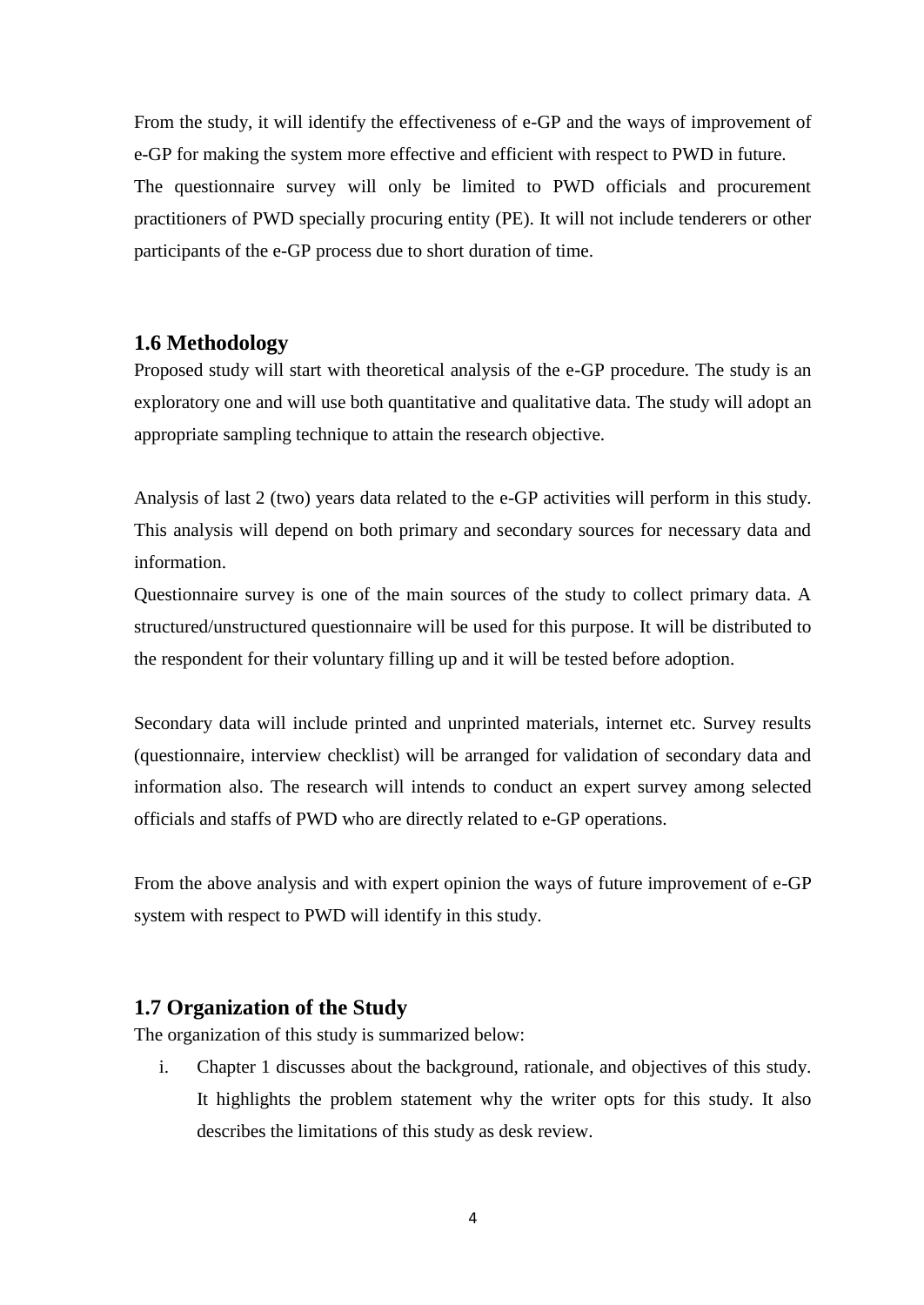From the study, it will identify the effectiveness of e-GP and the ways of improvement of e-GP for making the system more effective and efficient with respect to PWD in future.
The questionnaire survey will only be limited to PWD officials and procurement practitioners of PWD specially procuring entity (PE). It will not include tenderers or other participants of the e-GP process due to short duration of time.

## 1.6 Methodology

Proposed study will start with theoretical analysis of the e-GP procedure. The study is an exploratory one and will use both quantitative and qualitative data. The study will adopt an appropriate sampling technique to attain the research objective.

Analysis of last 2 (two) years data related to the e-GP activities will perform in this study. This analysis will depend on both primary and secondary sources for necessary data and information.
Questionnaire survey is one of the main sources of the study to collect primary data. A structured/unstructured questionnaire will be used for this purpose. It will be distributed to the respondent for their voluntary filling up and it will be tested before adoption.

Secondary data will include printed and unprinted materials, internet etc. Survey results (questionnaire, interview checklist) will be arranged for validation of secondary data and information also. The research will intends to conduct an expert survey among selected officials and staffs of PWD who are directly related to e-GP operations.

From the above analysis and with expert opinion the ways of future improvement of e-GP system with respect to PWD will identify in this study.

## 1.7 Organization of the Study

The organization of this study is summarized below:

i. Chapter 1 discusses about the background, rationale, and objectives of this study. It highlights the problem statement why the writer opts for this study. It also describes the limitations of this study as desk review.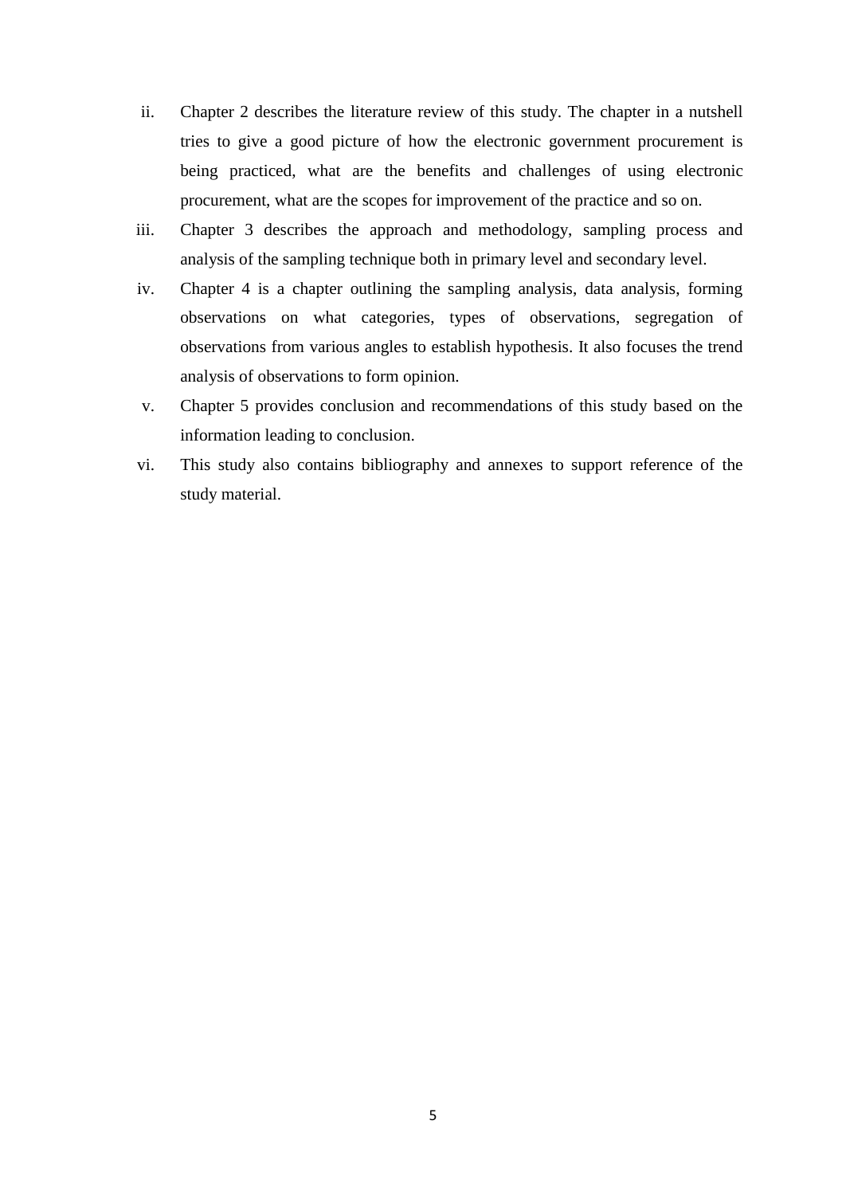ii. Chapter 2 describes the literature review of this study. The chapter in a nutshell tries to give a good picture of how the electronic government procurement is being practiced, what are the benefits and challenges of using electronic procurement, what are the scopes for improvement of the practice and so on.

iii. Chapter 3 describes the approach and methodology, sampling process and analysis of the sampling technique both in primary level and secondary level.

iv. Chapter 4 is a chapter outlining the sampling analysis, data analysis, forming observations on what categories, types of observations, segregation of observations from various angles to establish hypothesis. It also focuses the trend analysis of observations to form opinion.

v. Chapter 5 provides conclusion and recommendations of this study based on the information leading to conclusion.

vi. This study also contains bibliography and annexes to support reference of the study material.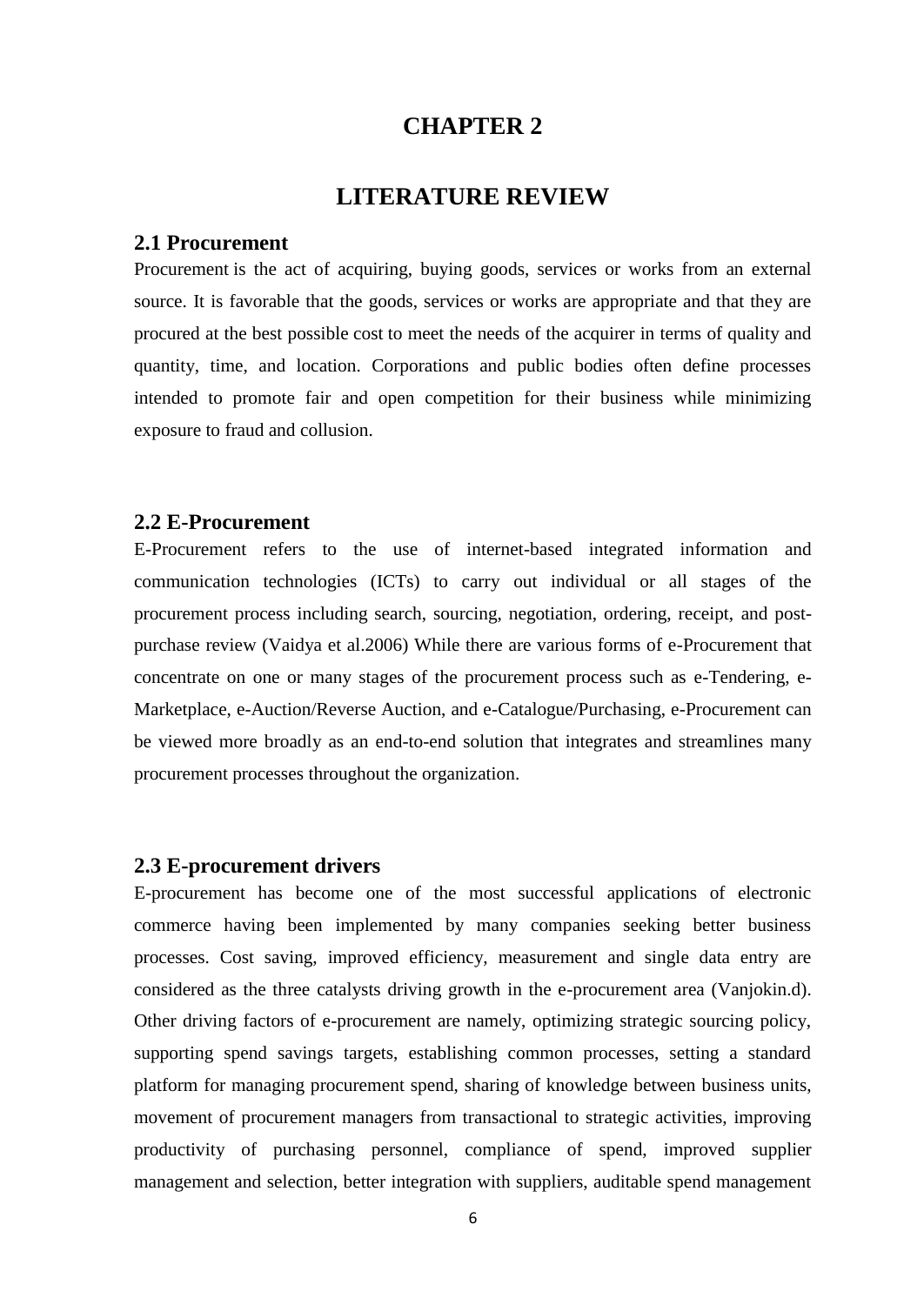# CHAPTER 2

# LITERATURE REVIEW

## 2.1 Procurement

Procurement is the act of acquiring, buying goods, services or works from an external source. It is favorable that the goods, services or works are appropriate and that they are procured at the best possible cost to meet the needs of the acquirer in terms of quality and quantity, time, and location. Corporations and public bodies often define processes intended to promote fair and open competition for their business while minimizing exposure to fraud and collusion.

## 2.2 E-Procurement

E-Procurement refers to the use of internet-based integrated information and communication technologies (ICTs) to carry out individual or all stages of the procurement process including search, sourcing, negotiation, ordering, receipt, and post-purchase review (Vaidya et al.2006) While there are various forms of e-Procurement that concentrate on one or many stages of the procurement process such as e-Tendering, e-Marketplace, e-Auction/Reverse Auction, and e-Catalogue/Purchasing, e-Procurement can be viewed more broadly as an end-to-end solution that integrates and streamlines many procurement processes throughout the organization.

## 2.3 E-procurement drivers

E-procurement has become one of the most successful applications of electronic commerce having been implemented by many companies seeking better business processes. Cost saving, improved efficiency, measurement and single data entry are considered as the three catalysts driving growth in the e-procurement area (Vanjokin.d). Other driving factors of e-procurement are namely, optimizing strategic sourcing policy, supporting spend savings targets, establishing common processes, setting a standard platform for managing procurement spend, sharing of knowledge between business units, movement of procurement managers from transactional to strategic activities, improving productivity of purchasing personnel, compliance of spend, improved supplier management and selection, better integration with suppliers, auditable spend management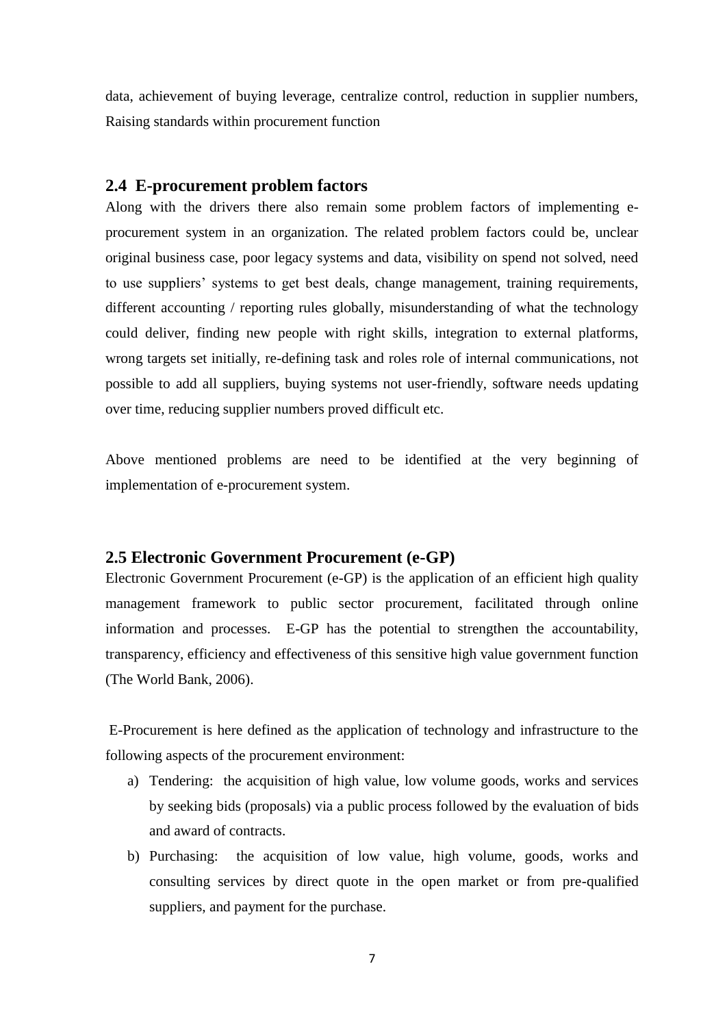data, achievement of buying leverage, centralize control, reduction in supplier numbers, Raising standards within procurement function

## 2.4 E-procurement problem factors

Along with the drivers there also remain some problem factors of implementing e-procurement system in an organization. The related problem factors could be, unclear original business case, poor legacy systems and data, visibility on spend not solved, need to use suppliers' systems to get best deals, change management, training requirements, different accounting / reporting rules globally, misunderstanding of what the technology could deliver, finding new people with right skills, integration to external platforms, wrong targets set initially, re-defining task and roles role of internal communications, not possible to add all suppliers, buying systems not user-friendly, software needs updating over time, reducing supplier numbers proved difficult etc.

Above mentioned problems are need to be identified at the very beginning of implementation of e-procurement system.

## 2.5 Electronic Government Procurement (e-GP)

Electronic Government Procurement (e-GP) is the application of an efficient high quality management framework to public sector procurement, facilitated through online information and processes. E-GP has the potential to strengthen the accountability, transparency, efficiency and effectiveness of this sensitive high value government function (The World Bank, 2006).

E-Procurement is here defined as the application of technology and infrastructure to the following aspects of the procurement environment:

a) Tendering: the acquisition of high value, low volume goods, works and services by seeking bids (proposals) via a public process followed by the evaluation of bids and award of contracts.
b) Purchasing: the acquisition of low value, high volume, goods, works and consulting services by direct quote in the open market or from pre-qualified suppliers, and payment for the purchase.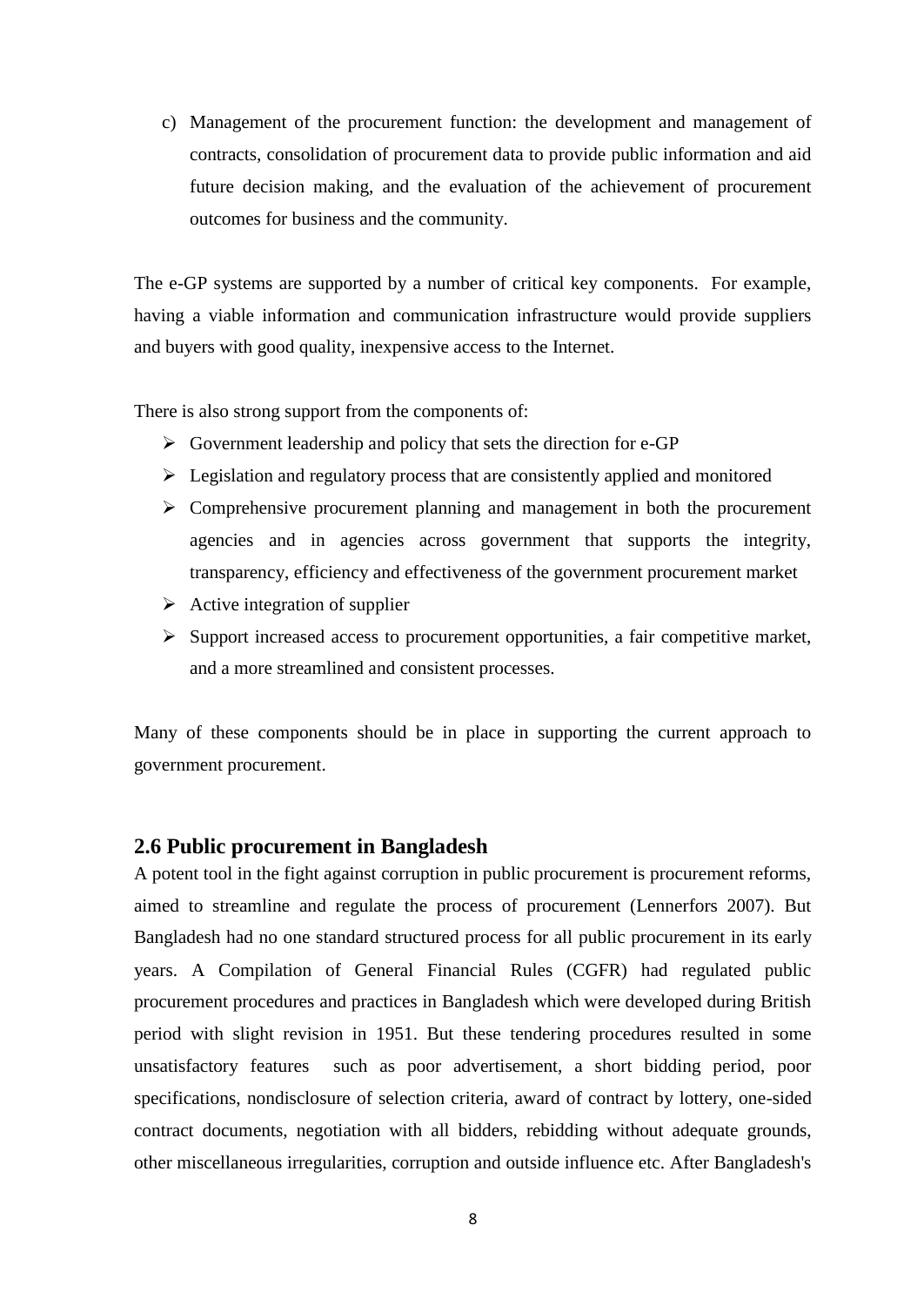c) Management of the procurement function: the development and management of contracts, consolidation of procurement data to provide public information and aid future decision making, and the evaluation of the achievement of procurement outcomes for business and the community.

The e-GP systems are supported by a number of critical key components. For example, having a viable information and communication infrastructure would provide suppliers and buyers with good quality, inexpensive access to the Internet.

There is also strong support from the components of:

- Government leadership and policy that sets the direction for e-GP
- Legislation and regulatory process that are consistently applied and monitored
- Comprehensive procurement planning and management in both the procurement agencies and in agencies across government that supports the integrity, transparency, efficiency and effectiveness of the government procurement market
- Active integration of supplier
- Support increased access to procurement opportunities, a fair competitive market, and a more streamlined and consistent processes.

Many of these components should be in place in supporting the current approach to government procurement.

## 2.6 Public procurement in Bangladesh

A potent tool in the fight against corruption in public procurement is procurement reforms, aimed to streamline and regulate the process of procurement (Lennerfors 2007). But Bangladesh had no one standard structured process for all public procurement in its early years. A Compilation of General Financial Rules (CGFR) had regulated public procurement procedures and practices in Bangladesh which were developed during British period with slight revision in 1951. But these tendering procedures resulted in some unsatisfactory features such as poor advertisement, a short bidding period, poor specifications, nondisclosure of selection criteria, award of contract by lottery, one-sided contract documents, negotiation with all bidders, rebidding without adequate grounds, other miscellaneous irregularities, corruption and outside influence etc. After Bangladesh's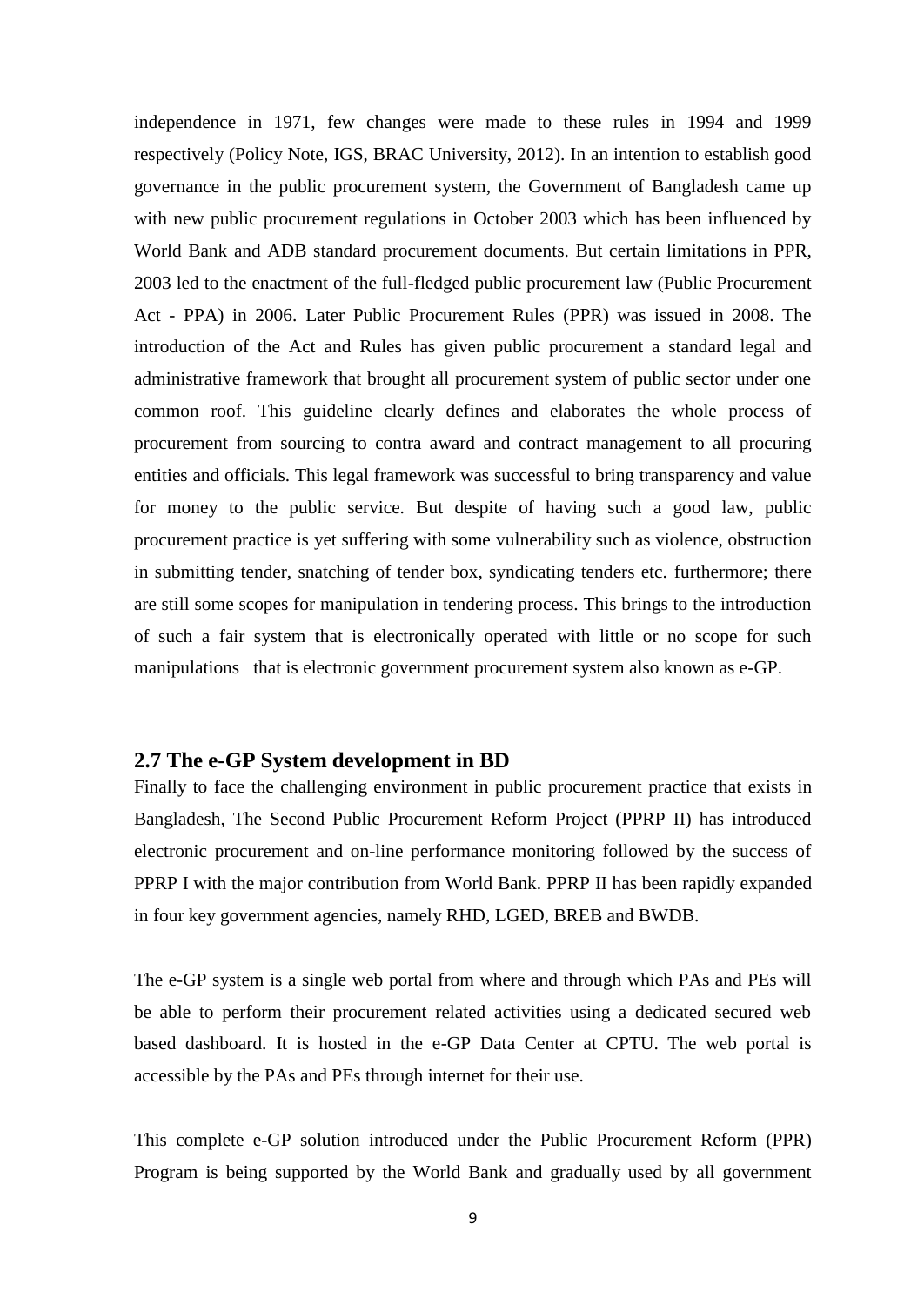independence in 1971, few changes were made to these rules in 1994 and 1999 respectively (Policy Note, IGS, BRAC University, 2012). In an intention to establish good governance in the public procurement system, the Government of Bangladesh came up with new public procurement regulations in October 2003 which has been influenced by World Bank and ADB standard procurement documents. But certain limitations in PPR, 2003 led to the enactment of the full-fledged public procurement law (Public Procurement Act - PPA) in 2006. Later Public Procurement Rules (PPR) was issued in 2008. The introduction of the Act and Rules has given public procurement a standard legal and administrative framework that brought all procurement system of public sector under one common roof. This guideline clearly defines and elaborates the whole process of procurement from sourcing to contra award and contract management to all procuring entities and officials. This legal framework was successful to bring transparency and value for money to the public service. But despite of having such a good law, public procurement practice is yet suffering with some vulnerability such as violence, obstruction in submitting tender, snatching of tender box, syndicating tenders etc. furthermore; there are still some scopes for manipulation in tendering process. This brings to the introduction of such a fair system that is electronically operated with little or no scope for such manipulations that is electronic government procurement system also known as e-GP.

## 2.7 The e-GP System development in BD

Finally to face the challenging environment in public procurement practice that exists in Bangladesh, The Second Public Procurement Reform Project (PPRP II) has introduced electronic procurement and on-line performance monitoring followed by the success of PPRP I with the major contribution from World Bank. PPRP II has been rapidly expanded in four key government agencies, namely RHD, LGED, BREB and BWDB.

The e-GP system is a single web portal from where and through which PAs and PEs will be able to perform their procurement related activities using a dedicated secured web based dashboard. It is hosted in the e-GP Data Center at CPTU. The web portal is accessible by the PAs and PEs through internet for their use.

This complete e-GP solution introduced under the Public Procurement Reform (PPR) Program is being supported by the World Bank and gradually used by all government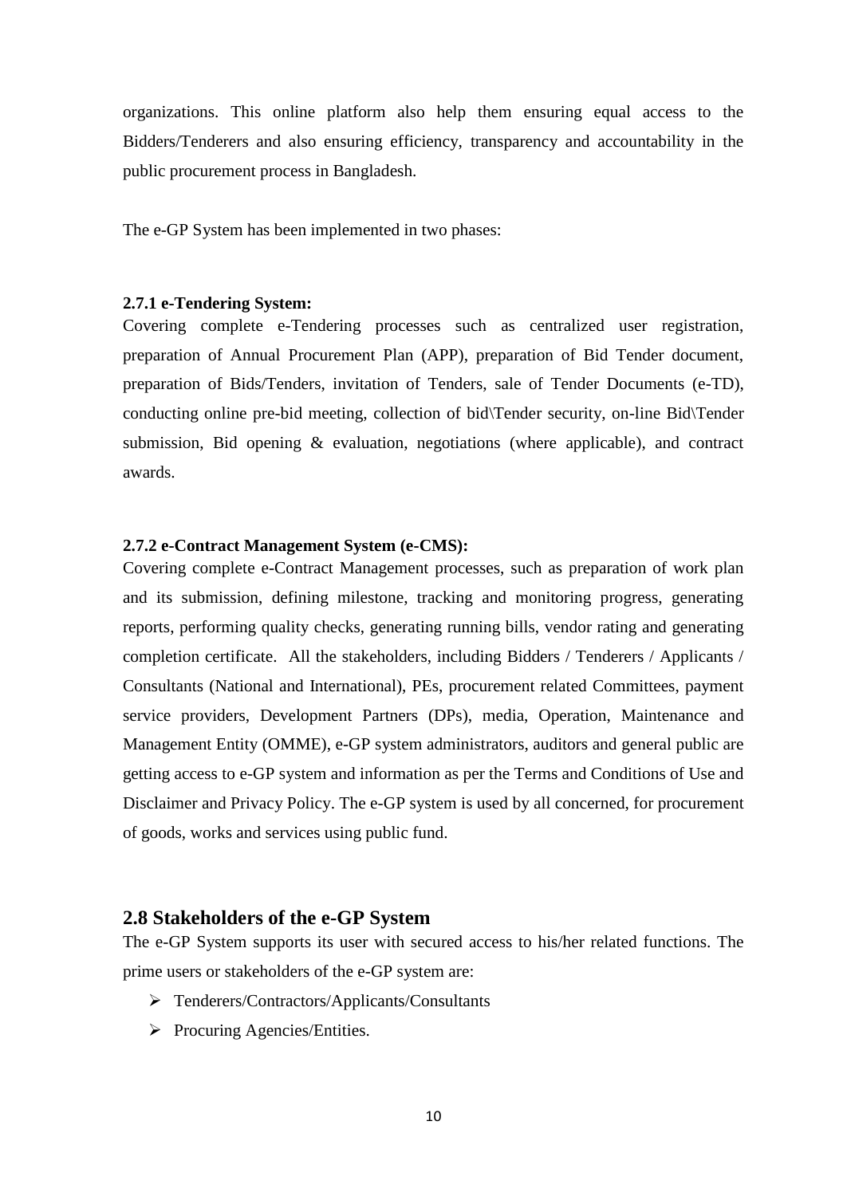organizations. This online platform also help them ensuring equal access to the Bidders/Tenderers and also ensuring efficiency, transparency and accountability in the public procurement process in Bangladesh.

The e-GP System has been implemented in two phases:

### 2.7.1 e-Tendering System:

Covering complete e-Tendering processes such as centralized user registration, preparation of Annual Procurement Plan (APP), preparation of Bid Tender document, preparation of Bids/Tenders, invitation of Tenders, sale of Tender Documents (e-TD), conducting online pre-bid meeting, collection of bid\Tender security, on-line Bid\Tender submission, Bid opening & evaluation, negotiations (where applicable), and contract awards.

### 2.7.2 e-Contract Management System (e-CMS):

Covering complete e-Contract Management processes, such as preparation of work plan and its submission, defining milestone, tracking and monitoring progress, generating reports, performing quality checks, generating running bills, vendor rating and generating completion certificate. All the stakeholders, including Bidders / Tenderers / Applicants / Consultants (National and International), PEs, procurement related Committees, payment service providers, Development Partners (DPs), media, Operation, Maintenance and Management Entity (OMME), e-GP system administrators, auditors and general public are getting access to e-GP system and information as per the Terms and Conditions of Use and Disclaimer and Privacy Policy. The e-GP system is used by all concerned, for procurement of goods, works and services using public fund.

## 2.8 Stakeholders of the e-GP System

The e-GP System supports its user with secured access to his/her related functions. The prime users or stakeholders of the e-GP system are:

- Tenderers/Contractors/Applicants/Consultants
- Procuring Agencies/Entities.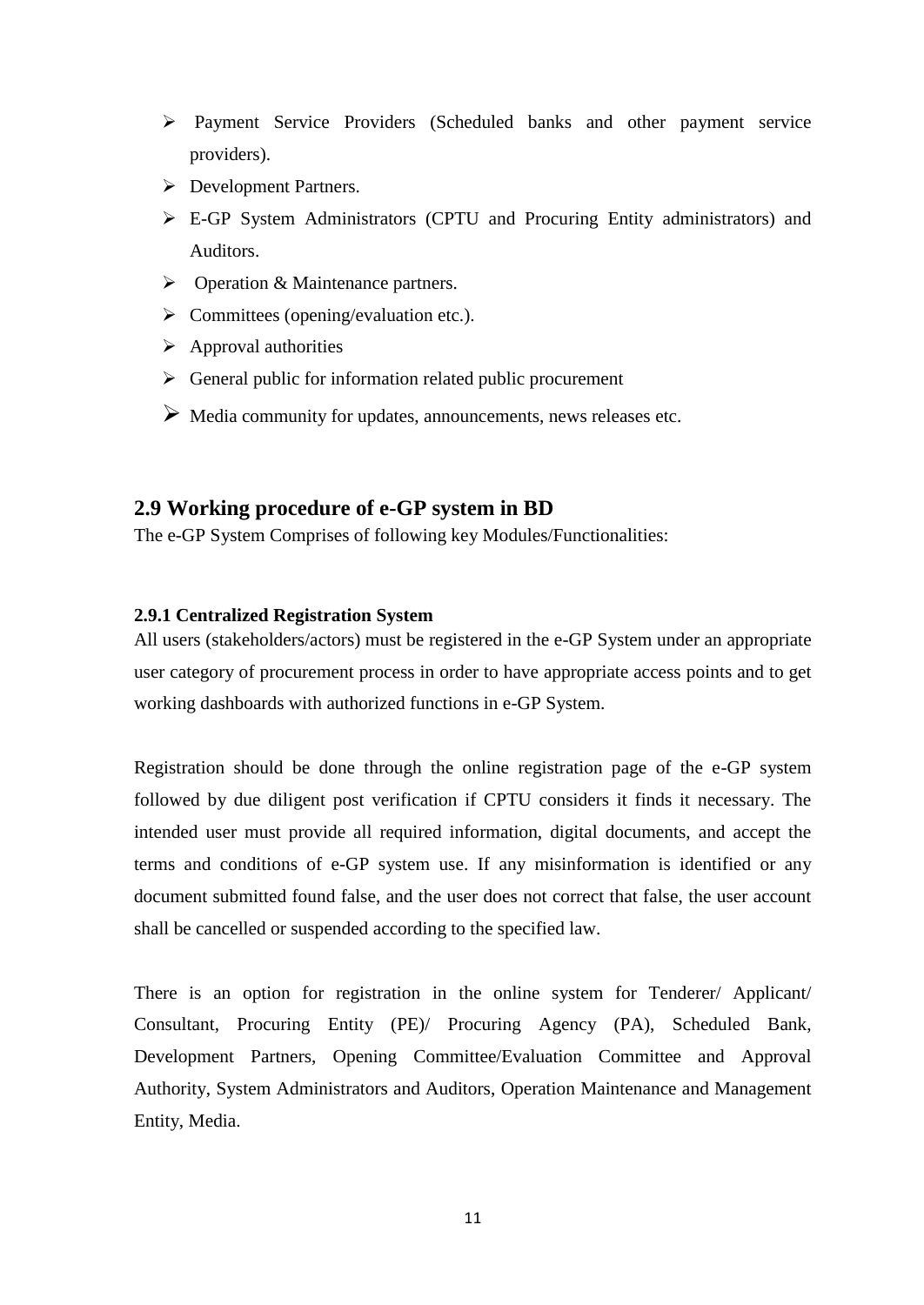- Payment Service Providers (Scheduled banks and other payment service providers).
- Development Partners.
- E-GP System Administrators (CPTU and Procuring Entity administrators) and Auditors.
- Operation & Maintenance partners.
- Committees (opening/evaluation etc.).
- Approval authorities
- General public for information related public procurement
- Media community for updates, announcements, news releases etc.

## 2.9 Working procedure of e-GP system in BD

The e-GP System Comprises of following key Modules/Functionalities:

#### 2.9.1 Centralized Registration System

All users (stakeholders/actors) must be registered in the e-GP System under an appropriate user category of procurement process in order to have appropriate access points and to get working dashboards with authorized functions in e-GP System.

Registration should be done through the online registration page of the e-GP system followed by due diligent post verification if CPTU considers it finds it necessary. The intended user must provide all required information, digital documents, and accept the terms and conditions of e-GP system use. If any misinformation is identified or any document submitted found false, and the user does not correct that false, the user account shall be cancelled or suspended according to the specified law.

There is an option for registration in the online system for Tenderer/ Applicant/ Consultant, Procuring Entity (PE)/ Procuring Agency (PA), Scheduled Bank, Development Partners, Opening Committee/Evaluation Committee and Approval Authority, System Administrators and Auditors, Operation Maintenance and Management Entity, Media.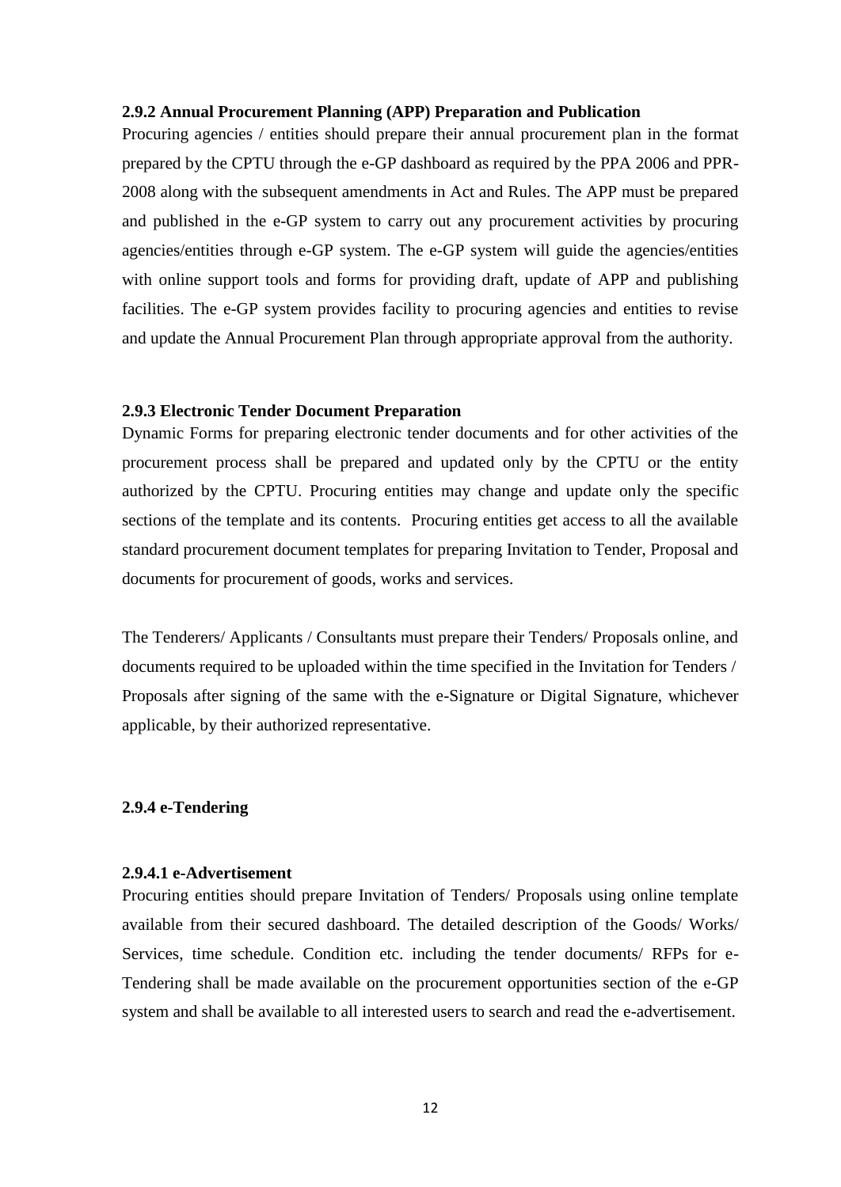### 2.9.2 Annual Procurement Planning (APP) Preparation and Publication

Procuring agencies / entities should prepare their annual procurement plan in the format prepared by the CPTU through the e-GP dashboard as required by the PPA 2006 and PPR-2008 along with the subsequent amendments in Act and Rules. The APP must be prepared and published in the e-GP system to carry out any procurement activities by procuring agencies/entities through e-GP system. The e-GP system will guide the agencies/entities with online support tools and forms for providing draft, update of APP and publishing facilities. The e-GP system provides facility to procuring agencies and entities to revise and update the Annual Procurement Plan through appropriate approval from the authority.

### 2.9.3 Electronic Tender Document Preparation

Dynamic Forms for preparing electronic tender documents and for other activities of the procurement process shall be prepared and updated only by the CPTU or the entity authorized by the CPTU. Procuring entities may change and update only the specific sections of the template and its contents. Procuring entities get access to all the available standard procurement document templates for preparing Invitation to Tender, Proposal and documents for procurement of goods, works and services.

The Tenderers/ Applicants / Consultants must prepare their Tenders/ Proposals online, and documents required to be uploaded within the time specified in the Invitation for Tenders / Proposals after signing of the same with the e-Signature or Digital Signature, whichever applicable, by their authorized representative.

### 2.9.4 e-Tendering

#### 2.9.4.1 e-Advertisement

Procuring entities should prepare Invitation of Tenders/ Proposals using online template available from their secured dashboard. The detailed description of the Goods/ Works/ Services, time schedule. Condition etc. including the tender documents/ RFPs for e-Tendering shall be made available on the procurement opportunities section of the e-GP system and shall be available to all interested users to search and read the e-advertisement.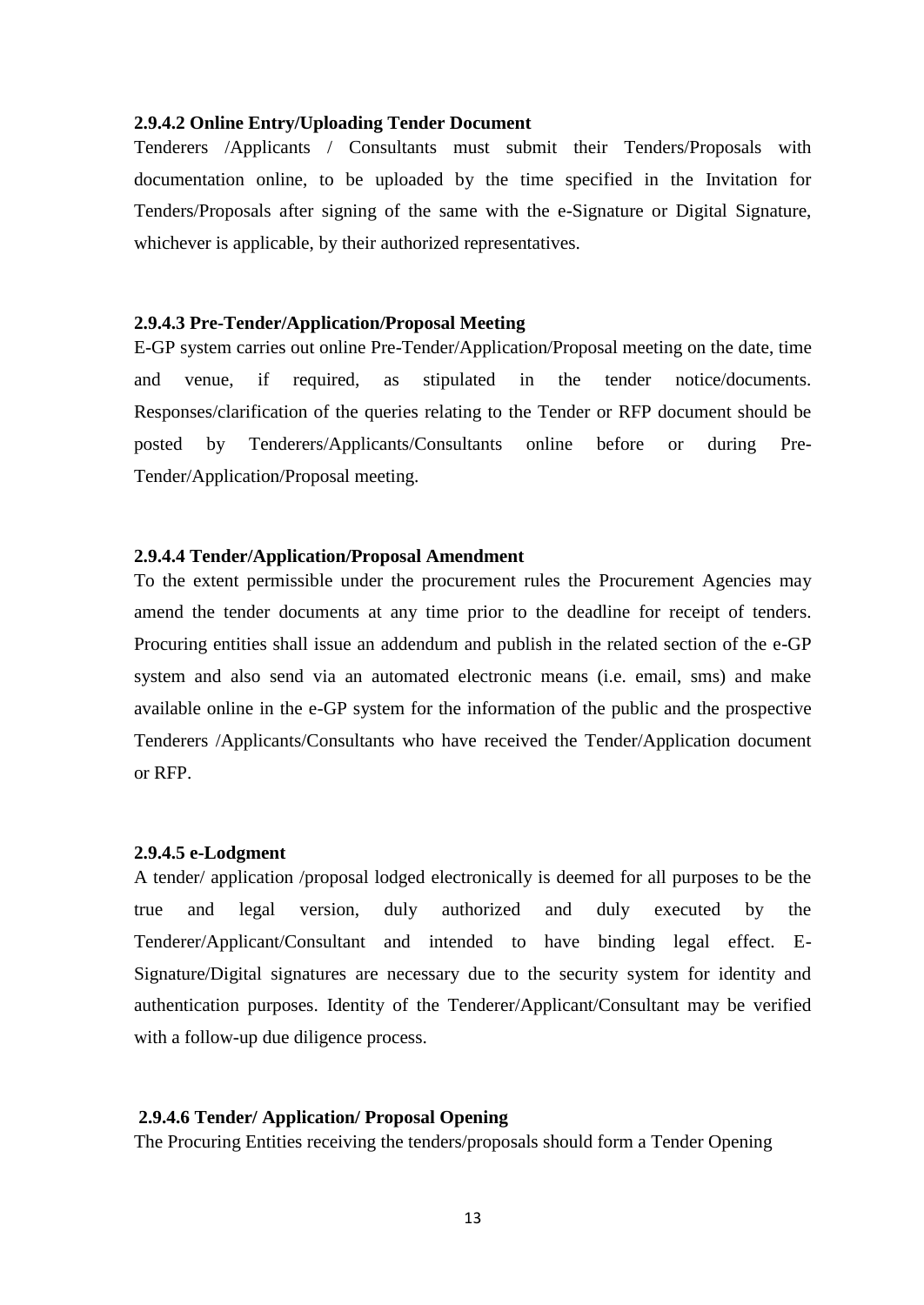#### 2.9.4.2 Online Entry/Uploading Tender Document

Tenderers /Applicants / Consultants must submit their Tenders/Proposals with documentation online, to be uploaded by the time specified in the Invitation for Tenders/Proposals after signing of the same with the e-Signature or Digital Signature, whichever is applicable, by their authorized representatives.

#### 2.9.4.3 Pre-Tender/Application/Proposal Meeting

E-GP system carries out online Pre-Tender/Application/Proposal meeting on the date, time and venue, if required, as stipulated in the tender notice/documents. Responses/clarification of the queries relating to the Tender or RFP document should be posted by Tenderers/Applicants/Consultants online before or during Pre-Tender/Application/Proposal meeting.

#### 2.9.4.4 Tender/Application/Proposal Amendment

To the extent permissible under the procurement rules the Procurement Agencies may amend the tender documents at any time prior to the deadline for receipt of tenders. Procuring entities shall issue an addendum and publish in the related section of the e-GP system and also send via an automated electronic means (i.e. email, sms) and make available online in the e-GP system for the information of the public and the prospective Tenderers /Applicants/Consultants who have received the Tender/Application document or RFP.

#### 2.9.4.5 e-Lodgment

A tender/ application /proposal lodged electronically is deemed for all purposes to be the true and legal version, duly authorized and duly executed by the Tenderer/Applicant/Consultant and intended to have binding legal effect. E-Signature/Digital signatures are necessary due to the security system for identity and authentication purposes. Identity of the Tenderer/Applicant/Consultant may be verified with a follow-up due diligence process.

#### 2.9.4.6 Tender/ Application/ Proposal Opening

The Procuring Entities receiving the tenders/proposals should form a Tender Opening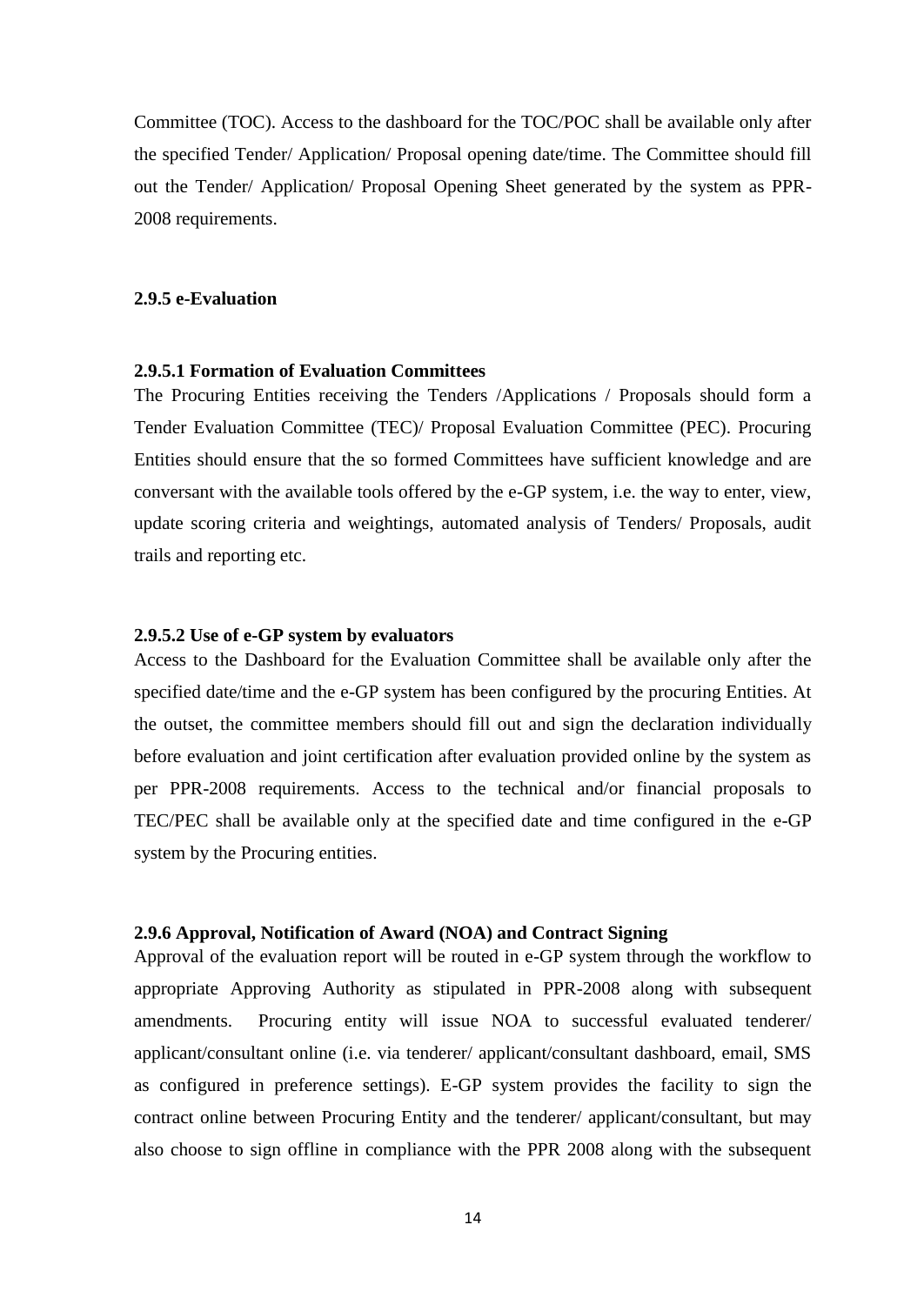Committee (TOC). Access to the dashboard for the TOC/POC shall be available only after the specified Tender/ Application/ Proposal opening date/time. The Committee should fill out the Tender/ Application/ Proposal Opening Sheet generated by the system as PPR-2008 requirements.

### 2.9.5 e-Evaluation

#### 2.9.5.1 Formation of Evaluation Committees

The Procuring Entities receiving the Tenders /Applications / Proposals should form a Tender Evaluation Committee (TEC)/ Proposal Evaluation Committee (PEC). Procuring Entities should ensure that the so formed Committees have sufficient knowledge and are conversant with the available tools offered by the e-GP system, i.e. the way to enter, view, update scoring criteria and weightings, automated analysis of Tenders/ Proposals, audit trails and reporting etc.

#### 2.9.5.2 Use of e-GP system by evaluators

Access to the Dashboard for the Evaluation Committee shall be available only after the specified date/time and the e-GP system has been configured by the procuring Entities. At the outset, the committee members should fill out and sign the declaration individually before evaluation and joint certification after evaluation provided online by the system as per PPR-2008 requirements. Access to the technical and/or financial proposals to TEC/PEC shall be available only at the specified date and time configured in the e-GP system by the Procuring entities.

### 2.9.6 Approval, Notification of Award (NOA) and Contract Signing

Approval of the evaluation report will be routed in e-GP system through the workflow to appropriate Approving Authority as stipulated in PPR-2008 along with subsequent amendments. Procuring entity will issue NOA to successful evaluated tenderer/ applicant/consultant online (i.e. via tenderer/ applicant/consultant dashboard, email, SMS as configured in preference settings). E-GP system provides the facility to sign the contract online between Procuring Entity and the tenderer/ applicant/consultant, but may also choose to sign offline in compliance with the PPR 2008 along with the subsequent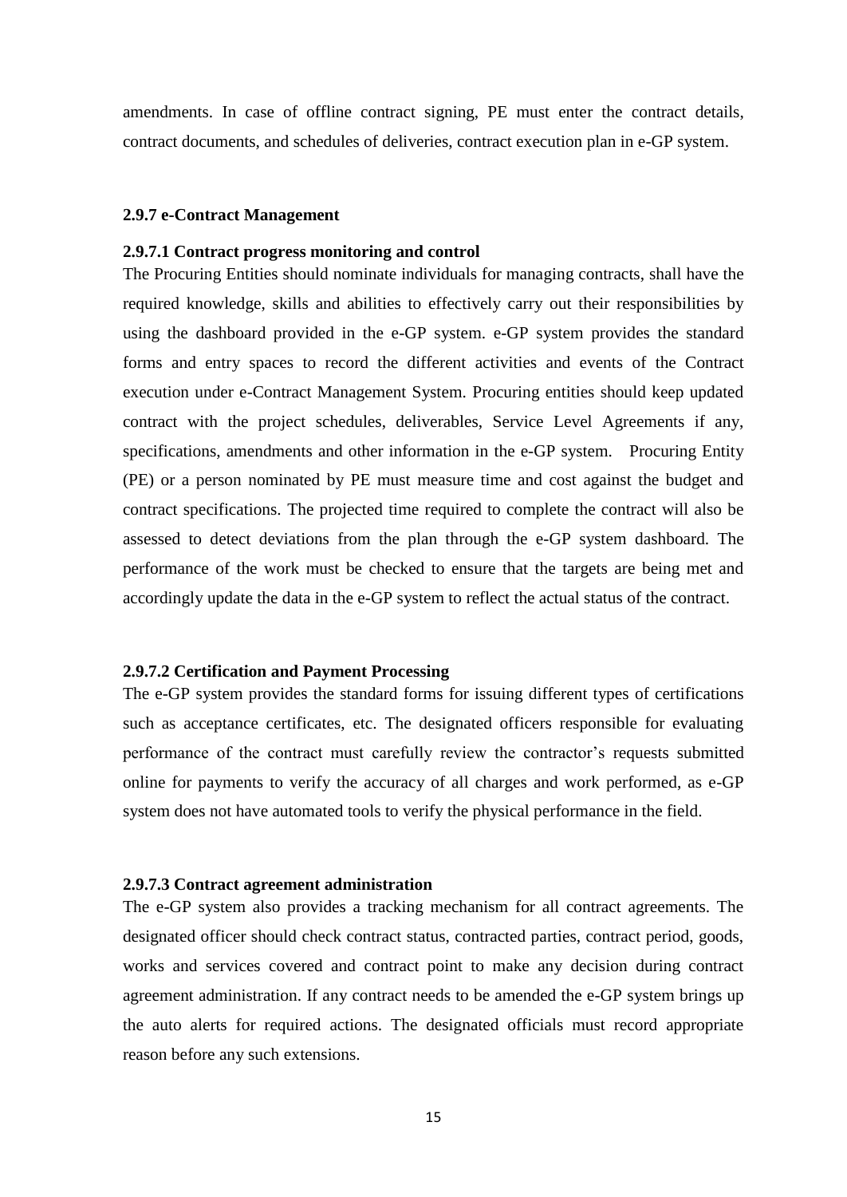amendments. In case of offline contract signing, PE must enter the contract details, contract documents, and schedules of deliveries, contract execution plan in e-GP system.

### 2.9.7 e-Contract Management

#### 2.9.7.1 Contract progress monitoring and control

The Procuring Entities should nominate individuals for managing contracts, shall have the required knowledge, skills and abilities to effectively carry out their responsibilities by using the dashboard provided in the e-GP system. e-GP system provides the standard forms and entry spaces to record the different activities and events of the Contract execution under e-Contract Management System. Procuring entities should keep updated contract with the project schedules, deliverables, Service Level Agreements if any, specifications, amendments and other information in the e-GP system. Procuring Entity (PE) or a person nominated by PE must measure time and cost against the budget and contract specifications. The projected time required to complete the contract will also be assessed to detect deviations from the plan through the e-GP system dashboard. The performance of the work must be checked to ensure that the targets are being met and accordingly update the data in the e-GP system to reflect the actual status of the contract.

#### 2.9.7.2 Certification and Payment Processing

The e-GP system provides the standard forms for issuing different types of certifications such as acceptance certificates, etc. The designated officers responsible for evaluating performance of the contract must carefully review the contractor's requests submitted online for payments to verify the accuracy of all charges and work performed, as e-GP system does not have automated tools to verify the physical performance in the field.

#### 2.9.7.3 Contract agreement administration

The e-GP system also provides a tracking mechanism for all contract agreements. The designated officer should check contract status, contracted parties, contract period, goods, works and services covered and contract point to make any decision during contract agreement administration. If any contract needs to be amended the e-GP system brings up the auto alerts for required actions. The designated officials must record appropriate reason before any such extensions.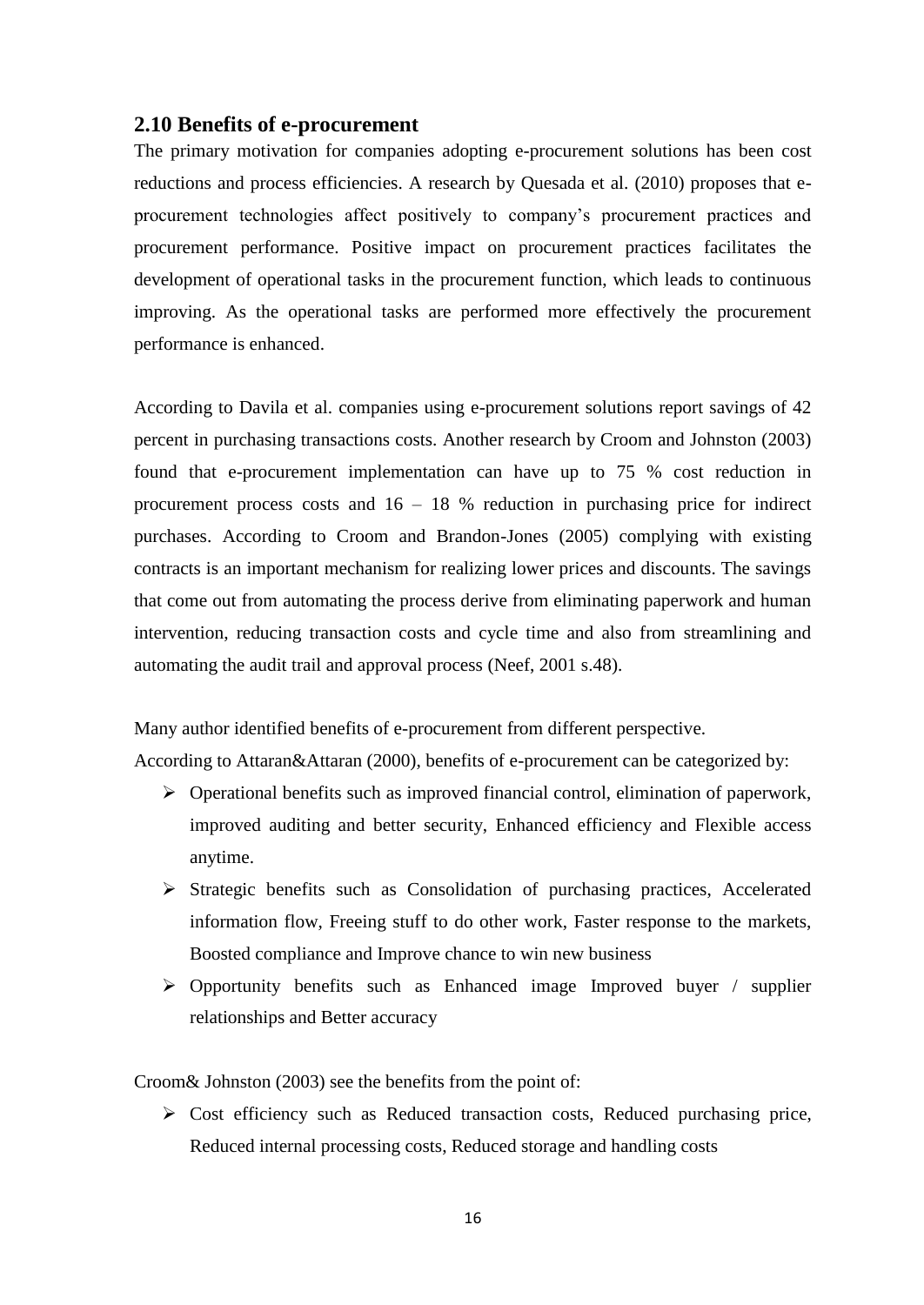## 2.10 Benefits of e-procurement

The primary motivation for companies adopting e-procurement solutions has been cost reductions and process efficiencies. A research by Quesada et al. (2010) proposes that e-procurement technologies affect positively to company's procurement practices and procurement performance. Positive impact on procurement practices facilitates the development of operational tasks in the procurement function, which leads to continuous improving. As the operational tasks are performed more effectively the procurement performance is enhanced.

According to Davila et al. companies using e-procurement solutions report savings of 42 percent in purchasing transactions costs. Another research by Croom and Johnston (2003) found that e-procurement implementation can have up to 75 % cost reduction in procurement process costs and 16 – 18 % reduction in purchasing price for indirect purchases. According to Croom and Brandon-Jones (2005) complying with existing contracts is an important mechanism for realizing lower prices and discounts. The savings that come out from automating the process derive from eliminating paperwork and human intervention, reducing transaction costs and cycle time and also from streamlining and automating the audit trail and approval process (Neef, 2001 s.48).

Many author identified benefits of e-procurement from different perspective.

According to Attaran&Attaran (2000), benefits of e-procurement can be categorized by:

- Operational benefits such as improved financial control, elimination of paperwork, improved auditing and better security, Enhanced efficiency and Flexible access anytime.
- Strategic benefits such as Consolidation of purchasing practices, Accelerated information flow, Freeing stuff to do other work, Faster response to the markets, Boosted compliance and Improve chance to win new business
- Opportunity benefits such as Enhanced image Improved buyer / supplier relationships and Better accuracy

Croom& Johnston (2003) see the benefits from the point of:

- Cost efficiency such as Reduced transaction costs, Reduced purchasing price, Reduced internal processing costs, Reduced storage and handling costs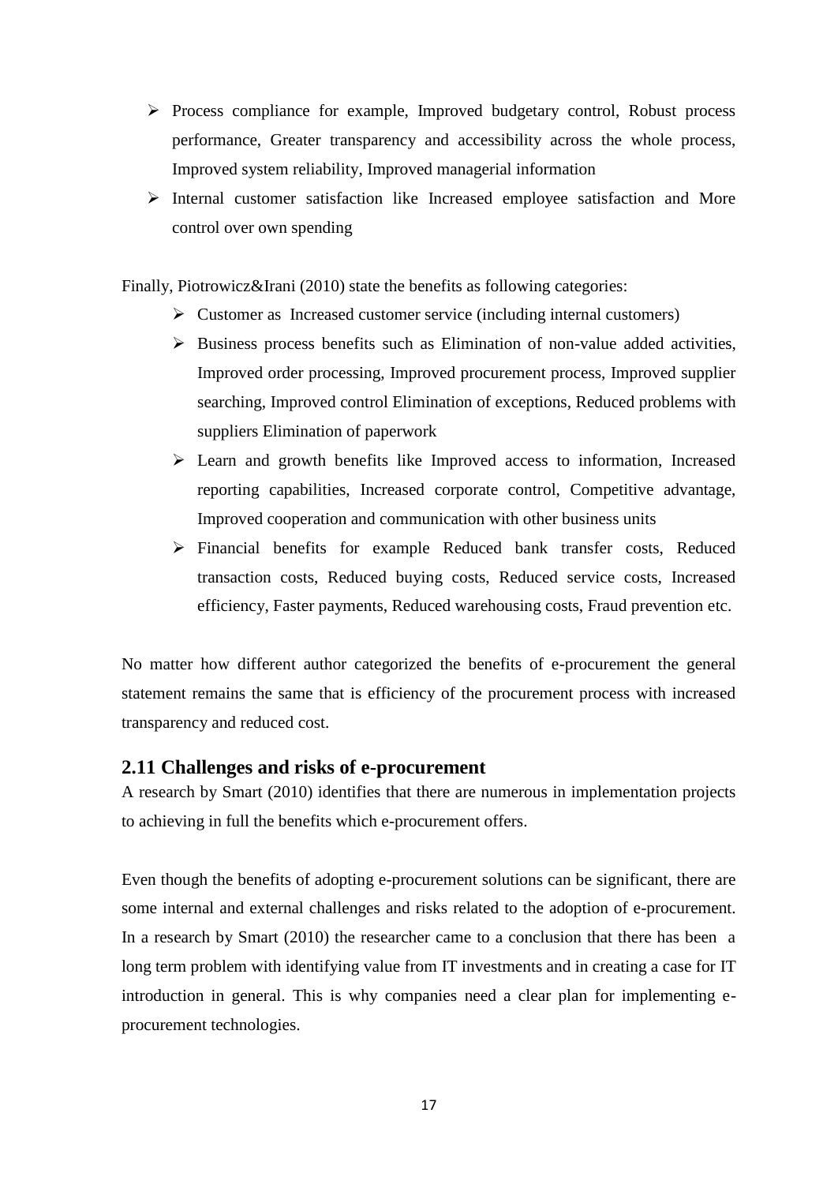- Process compliance for example, Improved budgetary control, Robust process performance, Greater transparency and accessibility across the whole process, Improved system reliability, Improved managerial information
- Internal customer satisfaction like Increased employee satisfaction and More control over own spending

Finally, Piotrowicz&Irani (2010) state the benefits as following categories:

- Customer as Increased customer service (including internal customers)
- Business process benefits such as Elimination of non-value added activities, Improved order processing, Improved procurement process, Improved supplier searching, Improved control Elimination of exceptions, Reduced problems with suppliers Elimination of paperwork
- Learn and growth benefits like Improved access to information, Increased reporting capabilities, Increased corporate control, Competitive advantage, Improved cooperation and communication with other business units
- Financial benefits for example Reduced bank transfer costs, Reduced transaction costs, Reduced buying costs, Reduced service costs, Increased efficiency, Faster payments, Reduced warehousing costs, Fraud prevention etc.

No matter how different author categorized the benefits of e-procurement the general statement remains the same that is efficiency of the procurement process with increased transparency and reduced cost.

## 2.11 Challenges and risks of e-procurement

A research by Smart (2010) identifies that there are numerous in implementation projects to achieving in full the benefits which e-procurement offers.

Even though the benefits of adopting e-procurement solutions can be significant, there are some internal and external challenges and risks related to the adoption of e-procurement. In a research by Smart (2010) the researcher came to a conclusion that there has been a long term problem with identifying value from IT investments and in creating a case for IT introduction in general. This is why companies need a clear plan for implementing e-procurement technologies.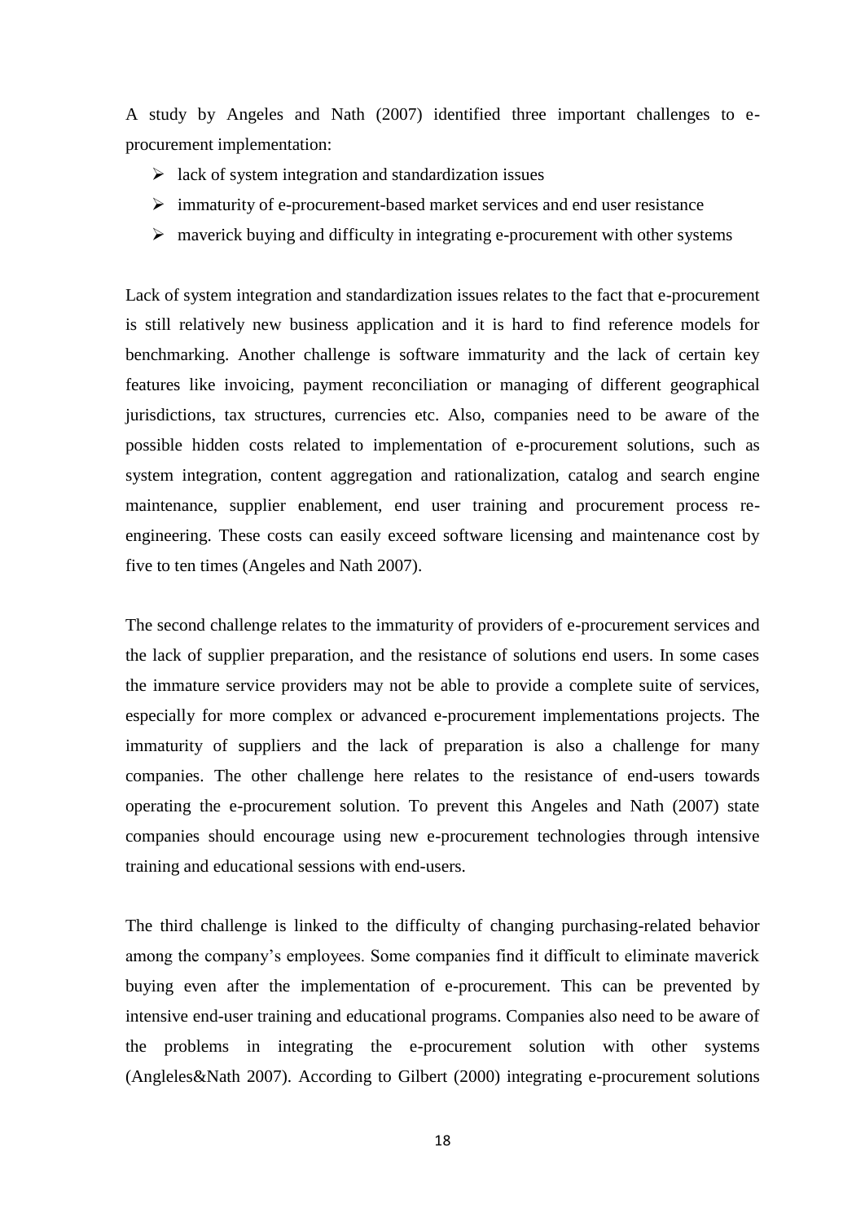A study by Angeles and Nath (2007) identified three important challenges to e-procurement implementation:

- lack of system integration and standardization issues
- immaturity of e-procurement-based market services and end user resistance
- maverick buying and difficulty in integrating e-procurement with other systems

Lack of system integration and standardization issues relates to the fact that e-procurement is still relatively new business application and it is hard to find reference models for benchmarking. Another challenge is software immaturity and the lack of certain key features like invoicing, payment reconciliation or managing of different geographical jurisdictions, tax structures, currencies etc. Also, companies need to be aware of the possible hidden costs related to implementation of e-procurement solutions, such as system integration, content aggregation and rationalization, catalog and search engine maintenance, supplier enablement, end user training and procurement process re-engineering. These costs can easily exceed software licensing and maintenance cost by five to ten times (Angeles and Nath 2007).

The second challenge relates to the immaturity of providers of e-procurement services and the lack of supplier preparation, and the resistance of solutions end users. In some cases the immature service providers may not be able to provide a complete suite of services, especially for more complex or advanced e-procurement implementations projects. The immaturity of suppliers and the lack of preparation is also a challenge for many companies. The other challenge here relates to the resistance of end-users towards operating the e-procurement solution. To prevent this Angeles and Nath (2007) state companies should encourage using new e-procurement technologies through intensive training and educational sessions with end-users.

The third challenge is linked to the difficulty of changing purchasing-related behavior among the company's employees. Some companies find it difficult to eliminate maverick buying even after the implementation of e-procurement. This can be prevented by intensive end-user training and educational programs. Companies also need to be aware of the problems in integrating the e-procurement solution with other systems (Angleles&Nath 2007). According to Gilbert (2000) integrating e-procurement solutions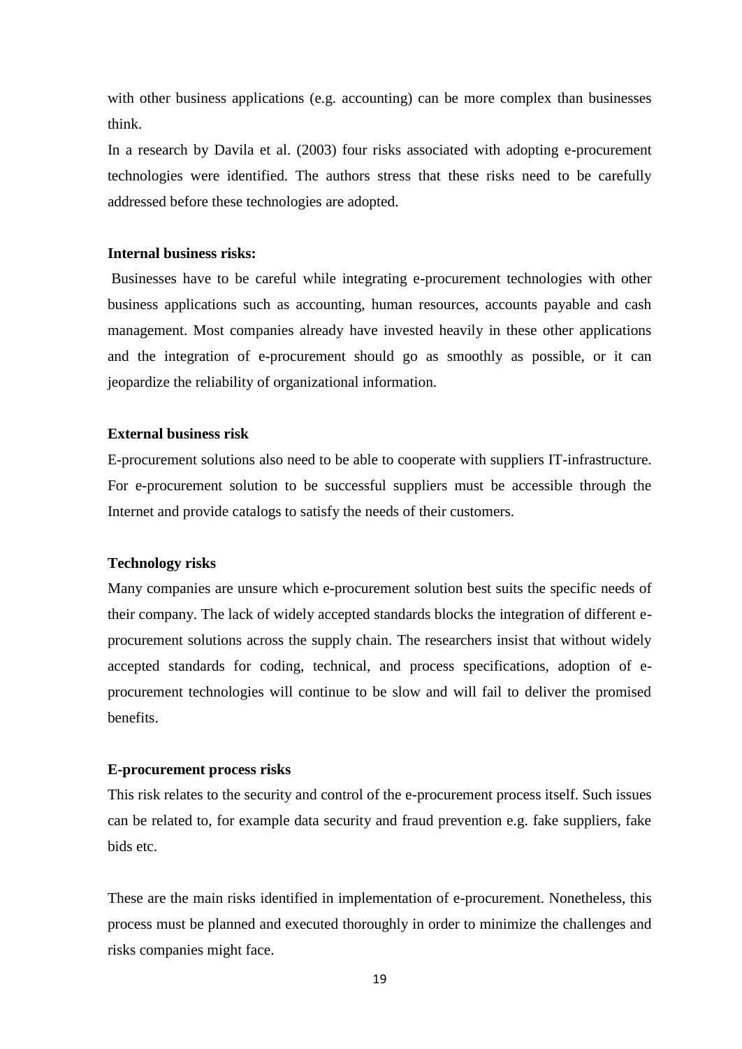with other business applications (e.g. accounting) can be more complex than businesses think.

In a research by Davila et al. (2003) four risks associated with adopting e-procurement technologies were identified. The authors stress that these risks need to be carefully addressed before these technologies are adopted.

**Internal business risks:**

Businesses have to be careful while integrating e-procurement technologies with other business applications such as accounting, human resources, accounts payable and cash management. Most companies already have invested heavily in these other applications and the integration of e-procurement should go as smoothly as possible, or it can jeopardize the reliability of organizational information.

**External business risk**

E-procurement solutions also need to be able to cooperate with suppliers IT-infrastructure. For e-procurement solution to be successful suppliers must be accessible through the Internet and provide catalogs to satisfy the needs of their customers.

**Technology risks**

Many companies are unsure which e-procurement solution best suits the specific needs of their company. The lack of widely accepted standards blocks the integration of different e-procurement solutions across the supply chain. The researchers insist that without widely accepted standards for coding, technical, and process specifications, adoption of e-procurement technologies will continue to be slow and will fail to deliver the promised benefits.

**E-procurement process risks**

This risk relates to the security and control of the e-procurement process itself. Such issues can be related to, for example data security and fraud prevention e.g. fake suppliers, fake bids etc.

These are the main risks identified in implementation of e-procurement. Nonetheless, this process must be planned and executed thoroughly in order to minimize the challenges and risks companies might face.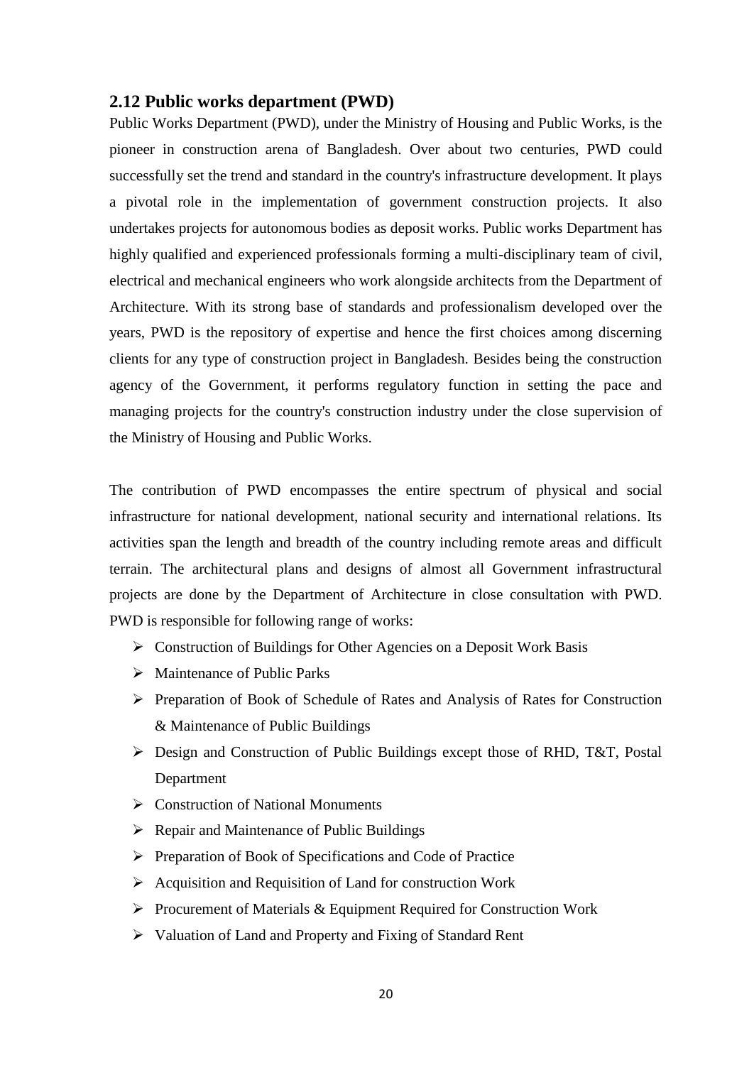## 2.12 Public works department (PWD)

Public Works Department (PWD), under the Ministry of Housing and Public Works, is the pioneer in construction arena of Bangladesh. Over about two centuries, PWD could successfully set the trend and standard in the country's infrastructure development. It plays a pivotal role in the implementation of government construction projects. It also undertakes projects for autonomous bodies as deposit works. Public works Department has highly qualified and experienced professionals forming a multi-disciplinary team of civil, electrical and mechanical engineers who work alongside architects from the Department of Architecture. With its strong base of standards and professionalism developed over the years, PWD is the repository of expertise and hence the first choices among discerning clients for any type of construction project in Bangladesh. Besides being the construction agency of the Government, it performs regulatory function in setting the pace and managing projects for the country's construction industry under the close supervision of the Ministry of Housing and Public Works.

The contribution of PWD encompasses the entire spectrum of physical and social infrastructure for national development, national security and international relations. Its activities span the length and breadth of the country including remote areas and difficult terrain. The architectural plans and designs of almost all Government infrastructural projects are done by the Department of Architecture in close consultation with PWD. PWD is responsible for following range of works:

- Construction of Buildings for Other Agencies on a Deposit Work Basis
- Maintenance of Public Parks
- Preparation of Book of Schedule of Rates and Analysis of Rates for Construction & Maintenance of Public Buildings
- Design and Construction of Public Buildings except those of RHD, T&T, Postal Department
- Construction of National Monuments
- Repair and Maintenance of Public Buildings
- Preparation of Book of Specifications and Code of Practice
- Acquisition and Requisition of Land for construction Work
- Procurement of Materials & Equipment Required for Construction Work
- Valuation of Land and Property and Fixing of Standard Rent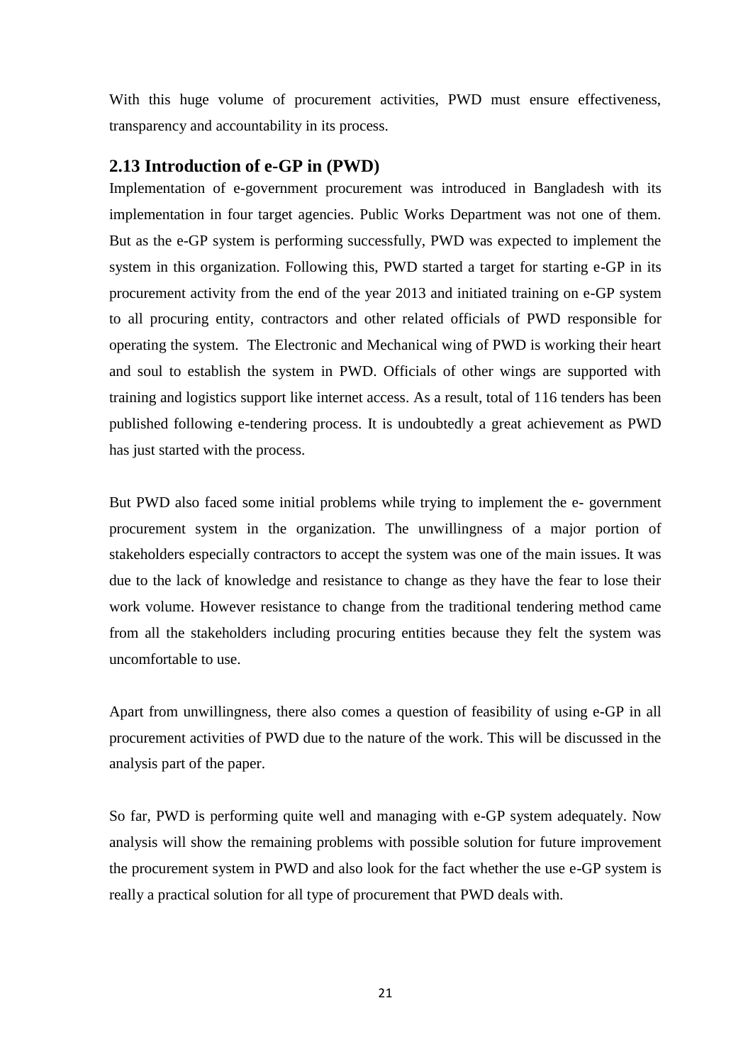With this huge volume of procurement activities, PWD must ensure effectiveness, transparency and accountability in its process.

## 2.13 Introduction of e-GP in (PWD)

Implementation of e-government procurement was introduced in Bangladesh with its implementation in four target agencies. Public Works Department was not one of them. But as the e-GP system is performing successfully, PWD was expected to implement the system in this organization. Following this, PWD started a target for starting e-GP in its procurement activity from the end of the year 2013 and initiated training on e-GP system to all procuring entity, contractors and other related officials of PWD responsible for operating the system. The Electronic and Mechanical wing of PWD is working their heart and soul to establish the system in PWD. Officials of other wings are supported with training and logistics support like internet access. As a result, total of 116 tenders has been published following e-tendering process. It is undoubtedly a great achievement as PWD has just started with the process.

But PWD also faced some initial problems while trying to implement the e- government procurement system in the organization. The unwillingness of a major portion of stakeholders especially contractors to accept the system was one of the main issues. It was due to the lack of knowledge and resistance to change as they have the fear to lose their work volume. However resistance to change from the traditional tendering method came from all the stakeholders including procuring entities because they felt the system was uncomfortable to use.

Apart from unwillingness, there also comes a question of feasibility of using e-GP in all procurement activities of PWD due to the nature of the work. This will be discussed in the analysis part of the paper.

So far, PWD is performing quite well and managing with e-GP system adequately. Now analysis will show the remaining problems with possible solution for future improvement the procurement system in PWD and also look for the fact whether the use e-GP system is really a practical solution for all type of procurement that PWD deals with.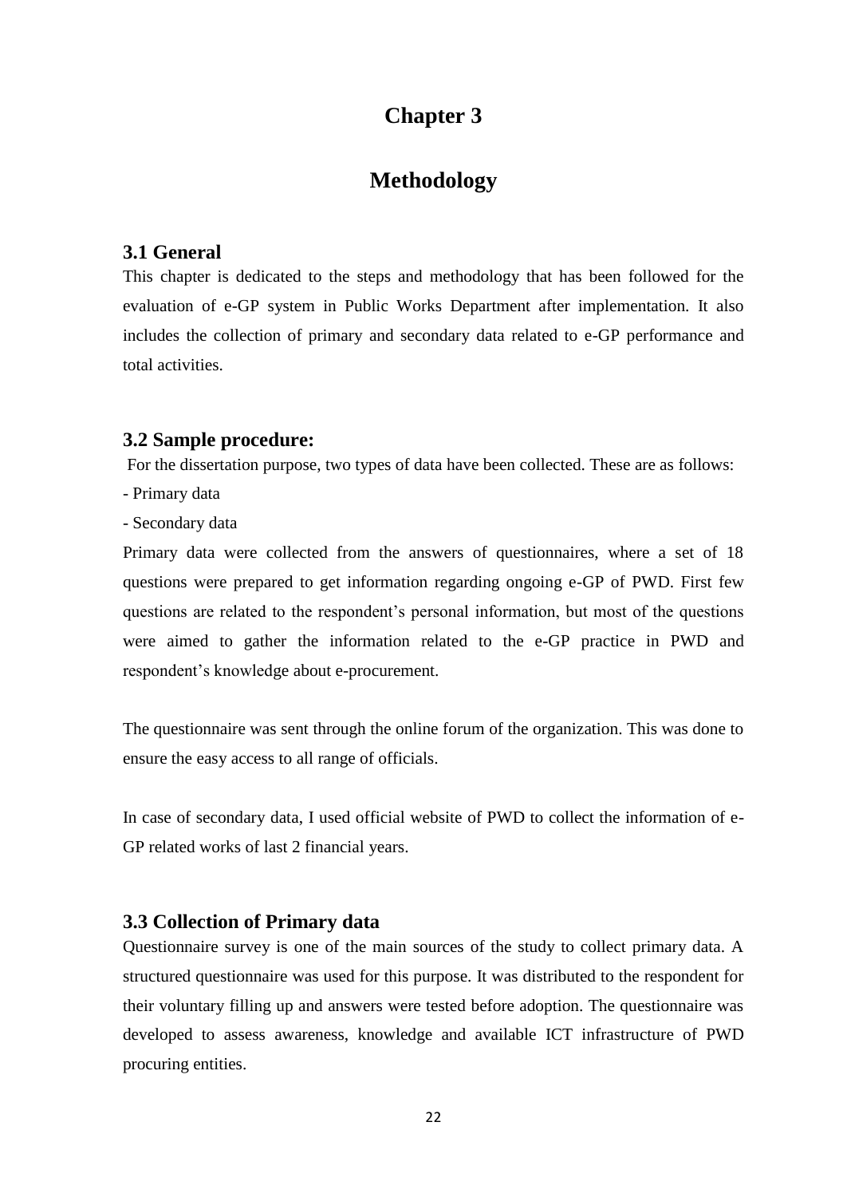# Chapter 3

# Methodology

## 3.1 General

This chapter is dedicated to the steps and methodology that has been followed for the evaluation of e-GP system in Public Works Department after implementation. It also includes the collection of primary and secondary data related to e-GP performance and total activities.

## 3.2 Sample procedure:

For the dissertation purpose, two types of data have been collected. These are as follows:

- Primary data
- Secondary data

Primary data were collected from the answers of questionnaires, where a set of 18 questions were prepared to get information regarding ongoing e-GP of PWD. First few questions are related to the respondent's personal information, but most of the questions were aimed to gather the information related to the e-GP practice in PWD and respondent's knowledge about e-procurement.

The questionnaire was sent through the online forum of the organization. This was done to ensure the easy access to all range of officials.

In case of secondary data, I used official website of PWD to collect the information of e-GP related works of last 2 financial years.

## 3.3 Collection of Primary data

Questionnaire survey is one of the main sources of the study to collect primary data. A structured questionnaire was used for this purpose. It was distributed to the respondent for their voluntary filling up and answers were tested before adoption. The questionnaire was developed to assess awareness, knowledge and available ICT infrastructure of PWD procuring entities.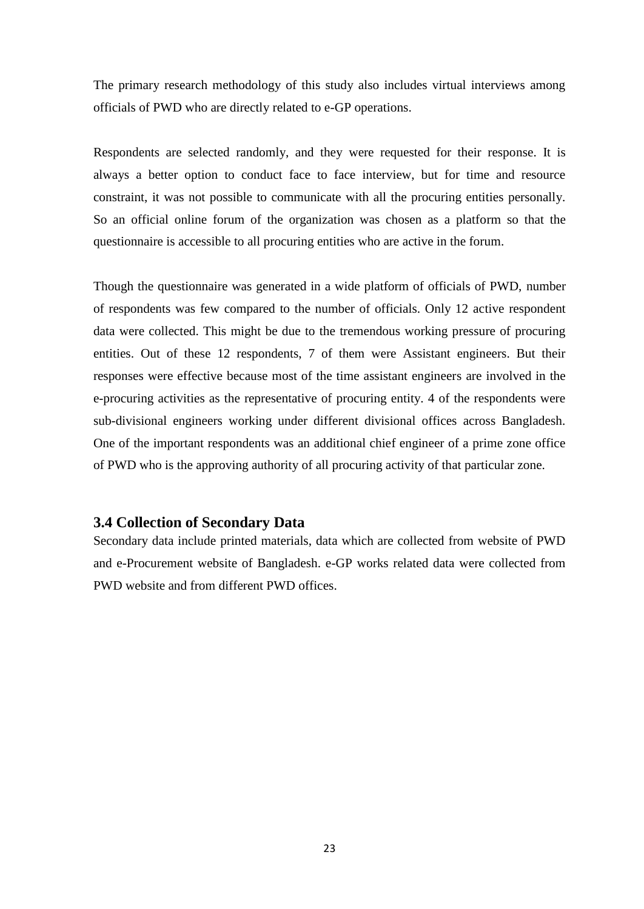The primary research methodology of this study also includes virtual interviews among officials of PWD who are directly related to e-GP operations.

Respondents are selected randomly, and they were requested for their response. It is always a better option to conduct face to face interview, but for time and resource constraint, it was not possible to communicate with all the procuring entities personally. So an official online forum of the organization was chosen as a platform so that the questionnaire is accessible to all procuring entities who are active in the forum.

Though the questionnaire was generated in a wide platform of officials of PWD, number of respondents was few compared to the number of officials. Only 12 active respondent data were collected. This might be due to the tremendous working pressure of procuring entities. Out of these 12 respondents, 7 of them were Assistant engineers. But their responses were effective because most of the time assistant engineers are involved in the e-procuring activities as the representative of procuring entity. 4 of the respondents were sub-divisional engineers working under different divisional offices across Bangladesh. One of the important respondents was an additional chief engineer of a prime zone office of PWD who is the approving authority of all procuring activity of that particular zone.

### 3.4 Collection of Secondary Data

Secondary data include printed materials, data which are collected from website of PWD and e-Procurement website of Bangladesh. e-GP works related data were collected from PWD website and from different PWD offices.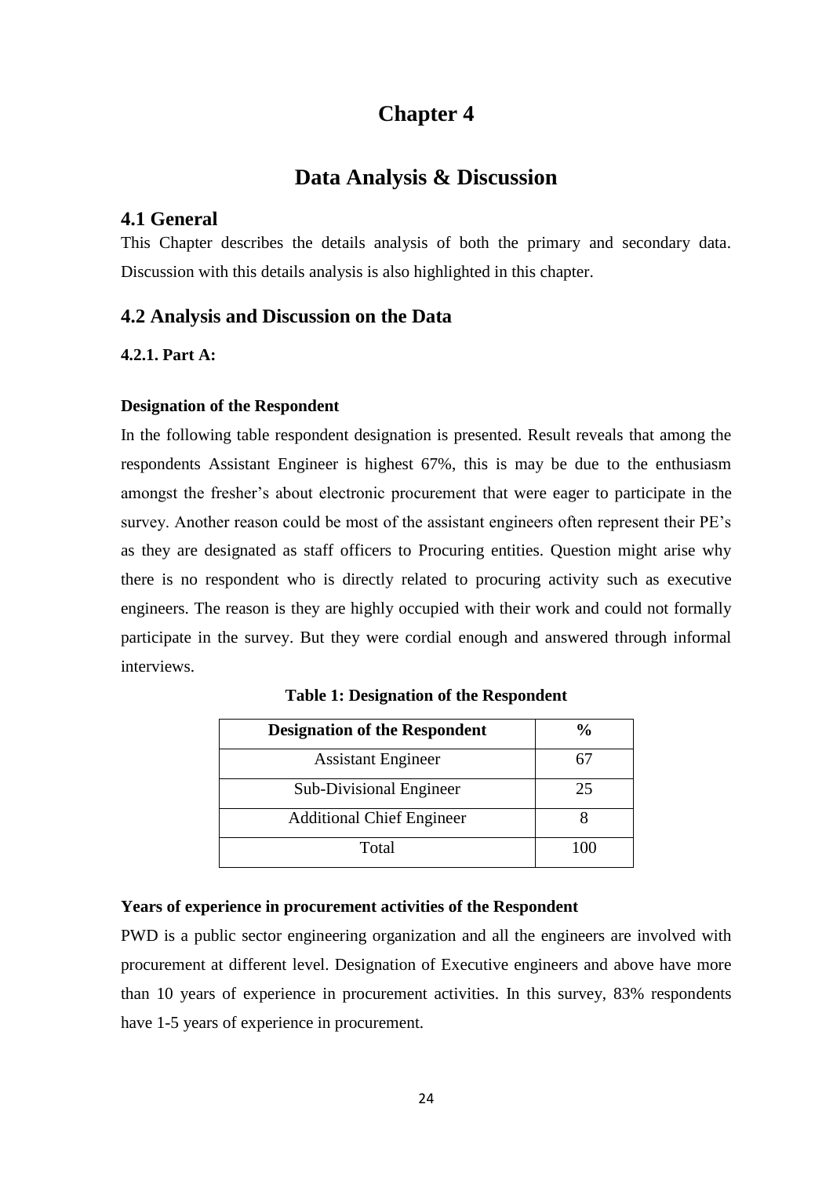# Chapter 4

# Data Analysis & Discussion

## 4.1 General

This Chapter describes the details analysis of both the primary and secondary data. Discussion with this details analysis is also highlighted in this chapter.

## 4.2 Analysis and Discussion on the Data

### 4.2.1. Part A:

#### Designation of the Respondent

In the following table respondent designation is presented. Result reveals that among the respondents Assistant Engineer is highest 67%, this is may be due to the enthusiasm amongst the fresher's about electronic procurement that were eager to participate in the survey. Another reason could be most of the assistant engineers often represent their PE's as they are designated as staff officers to Procuring entities. Question might arise why there is no respondent who is directly related to procuring activity such as executive engineers. The reason is they are highly occupied with their work and could not formally participate in the survey. But they were cordial enough and answered through informal interviews.

**Table 1: Designation of the Respondent**

| Designation of the Respondent | % |
|---|---|
| Assistant Engineer | 67 |
| Sub-Divisional Engineer | 25 |
| Additional Chief Engineer | 8 |
| Total | 100 |

#### Years of experience in procurement activities of the Respondent

PWD is a public sector engineering organization and all the engineers are involved with procurement at different level. Designation of Executive engineers and above have more than 10 years of experience in procurement activities. In this survey, 83% respondents have 1-5 years of experience in procurement.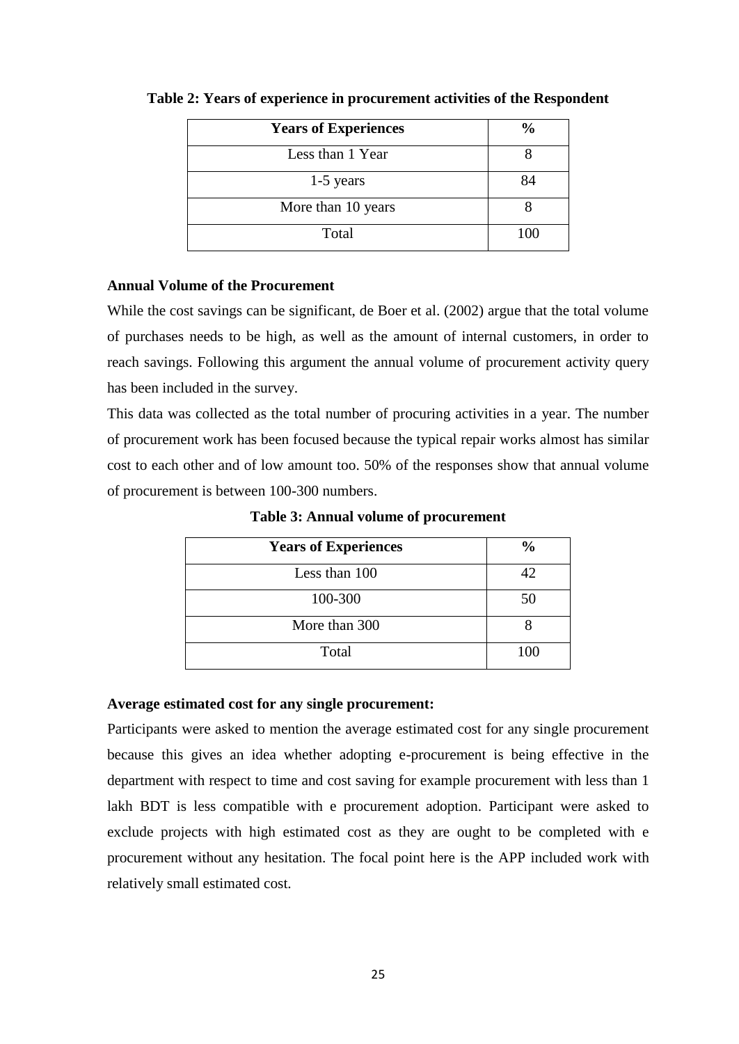**Table 2: Years of experience in procurement activities of the Respondent**

| Years of Experiences | % |
|---|---|
| Less than 1 Year | 8 |
| 1-5 years | 84 |
| More than 10 years | 8 |
| Total | 100 |

**Annual Volume of the Procurement**

While the cost savings can be significant, de Boer et al. (2002) argue that the total volume of purchases needs to be high, as well as the amount of internal customers, in order to reach savings. Following this argument the annual volume of procurement activity query has been included in the survey.

This data was collected as the total number of procuring activities in a year. The number of procurement work has been focused because the typical repair works almost has similar cost to each other and of low amount too. 50% of the responses show that annual volume of procurement is between 100-300 numbers.

**Table 3: Annual volume of procurement**

| Years of Experiences | % |
|---|---|
| Less than 100 | 42 |
| 100-300 | 50 |
| More than 300 | 8 |
| Total | 100 |

**Average estimated cost for any single procurement:**

Participants were asked to mention the average estimated cost for any single procurement because this gives an idea whether adopting e-procurement is being effective in the department with respect to time and cost saving for example procurement with less than 1 lakh BDT is less compatible with e procurement adoption. Participant were asked to exclude projects with high estimated cost as they are ought to be completed with e procurement without any hesitation. The focal point here is the APP included work with relatively small estimated cost.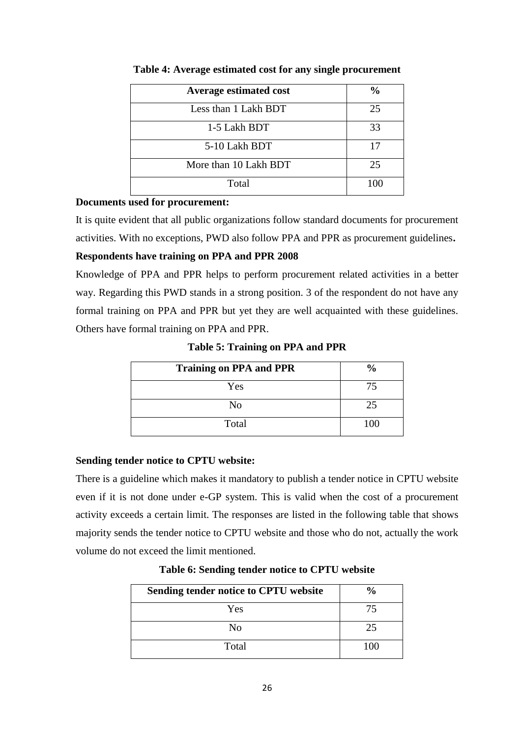**Table 4: Average estimated cost for any single procurement**

| Average estimated cost | % |
|---|---|
| Less than 1 Lakh BDT | 25 |
| 1-5 Lakh BDT | 33 |
| 5-10 Lakh BDT | 17 |
| More than 10 Lakh BDT | 25 |
| Total | 100 |

**Documents used for procurement:**

It is quite evident that all public organizations follow standard documents for procurement activities. With no exceptions, PWD also follow PPA and PPR as procurement guidelines**.**

**Respondents have training on PPA and PPR 2008**

Knowledge of PPA and PPR helps to perform procurement related activities in a better way. Regarding this PWD stands in a strong position. 3 of the respondent do not have any formal training on PPA and PPR but yet they are well acquainted with these guidelines. Others have formal training on PPA and PPR.

**Table 5: Training on PPA and PPR**

| Training on PPA and PPR | % |
|---|---|
| Yes | 75 |
| No | 25 |
| Total | 100 |

**Sending tender notice to CPTU website:**

There is a guideline which makes it mandatory to publish a tender notice in CPTU website even if it is not done under e-GP system. This is valid when the cost of a procurement activity exceeds a certain limit. The responses are listed in the following table that shows majority sends the tender notice to CPTU website and those who do not, actually the work volume do not exceed the limit mentioned.

**Table 6: Sending tender notice to CPTU website**

| Sending tender notice to CPTU website | % |
|---|---|
| Yes | 75 |
| No | 25 |
| Total | 100 |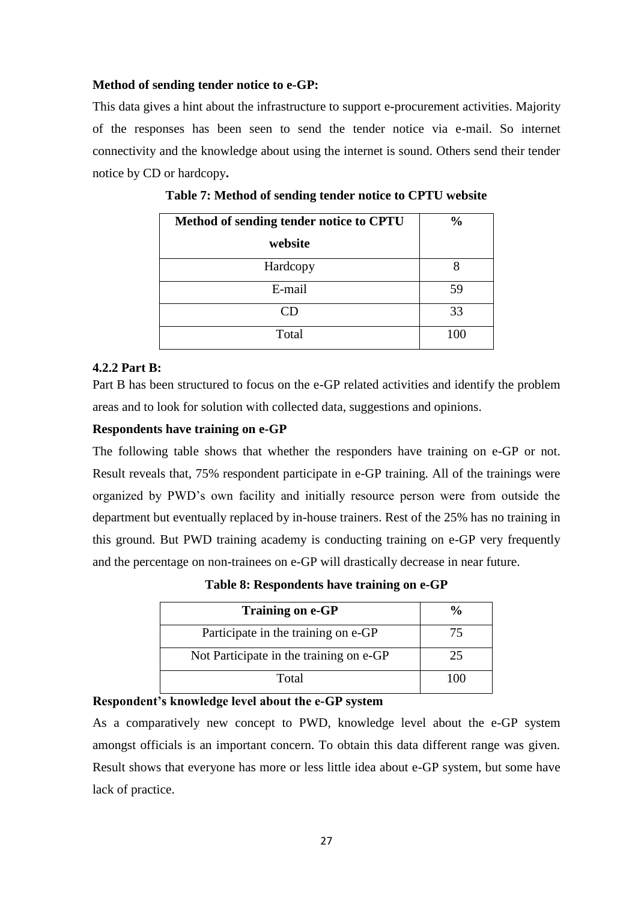**Method of sending tender notice to e-GP:**

This data gives a hint about the infrastructure to support e-procurement activities. Majority of the responses has been seen to send the tender notice via e-mail. So internet connectivity and the knowledge about using the internet is sound. Others send their tender notice by CD or hardcopy**.**

**Table 7: Method of sending tender notice to CPTU website**

| Method of sending tender notice to CPTU website | % |
|---|---|
| Hardcopy | 8 |
| E-mail | 59 |
| CD | 33 |
| Total | 100 |

### 4.2.2 Part B:

Part B has been structured to focus on the e-GP related activities and identify the problem areas and to look for solution with collected data, suggestions and opinions.

**Respondents have training on e-GP**

The following table shows that whether the responders have training on e-GP or not. Result reveals that, 75% respondent participate in e-GP training. All of the trainings were organized by PWD's own facility and initially resource person were from outside the department but eventually replaced by in-house trainers. Rest of the 25% has no training in this ground. But PWD training academy is conducting training on e-GP very frequently and the percentage on non-trainees on e-GP will drastically decrease in near future.

**Table 8: Respondents have training on e-GP**

| Training on e-GP | % |
|---|---|
| Participate in the training on e-GP | 75 |
| Not Participate in the training on e-GP | 25 |
| Total | 100 |

**Respondent's knowledge level about the e-GP system**

As a comparatively new concept to PWD, knowledge level about the e-GP system amongst officials is an important concern. To obtain this data different range was given. Result shows that everyone has more or less little idea about e-GP system, but some have lack of practice.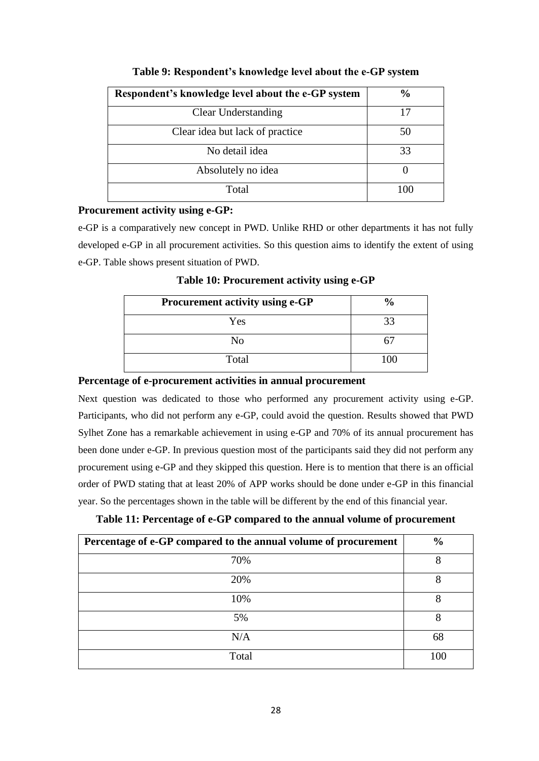**Table 9: Respondent's knowledge level about the e-GP system**

| Respondent's knowledge level about the e-GP system | % |
|---|---|
| Clear Understanding | 17 |
| Clear idea but lack of practice | 50 |
| No detail idea | 33 |
| Absolutely no idea | 0 |
| Total | 100 |

**Procurement activity using e-GP:**

e-GP is a comparatively new concept in PWD. Unlike RHD or other departments it has not fully developed e-GP in all procurement activities. So this question aims to identify the extent of using e-GP. Table shows present situation of PWD.

**Table 10: Procurement activity using e-GP**

| Procurement activity using e-GP | % |
|---|---|
| Yes | 33 |
| No | 67 |
| Total | 100 |

**Percentage of e-procurement activities in annual procurement**

Next question was dedicated to those who performed any procurement activity using e-GP. Participants, who did not perform any e-GP, could avoid the question. Results showed that PWD Sylhet Zone has a remarkable achievement in using e-GP and 70% of its annual procurement has been done under e-GP. In previous question most of the participants said they did not perform any procurement using e-GP and they skipped this question. Here is to mention that there is an official order of PWD stating that at least 20% of APP works should be done under e-GP in this financial year. So the percentages shown in the table will be different by the end of this financial year.

**Table 11: Percentage of e-GP compared to the annual volume of procurement**

| Percentage of e-GP compared to the annual volume of procurement | % |
|---|---|
| 70% | 8 |
| 20% | 8 |
| 10% | 8 |
| 5% | 8 |
| N/A | 68 |
| Total | 100 |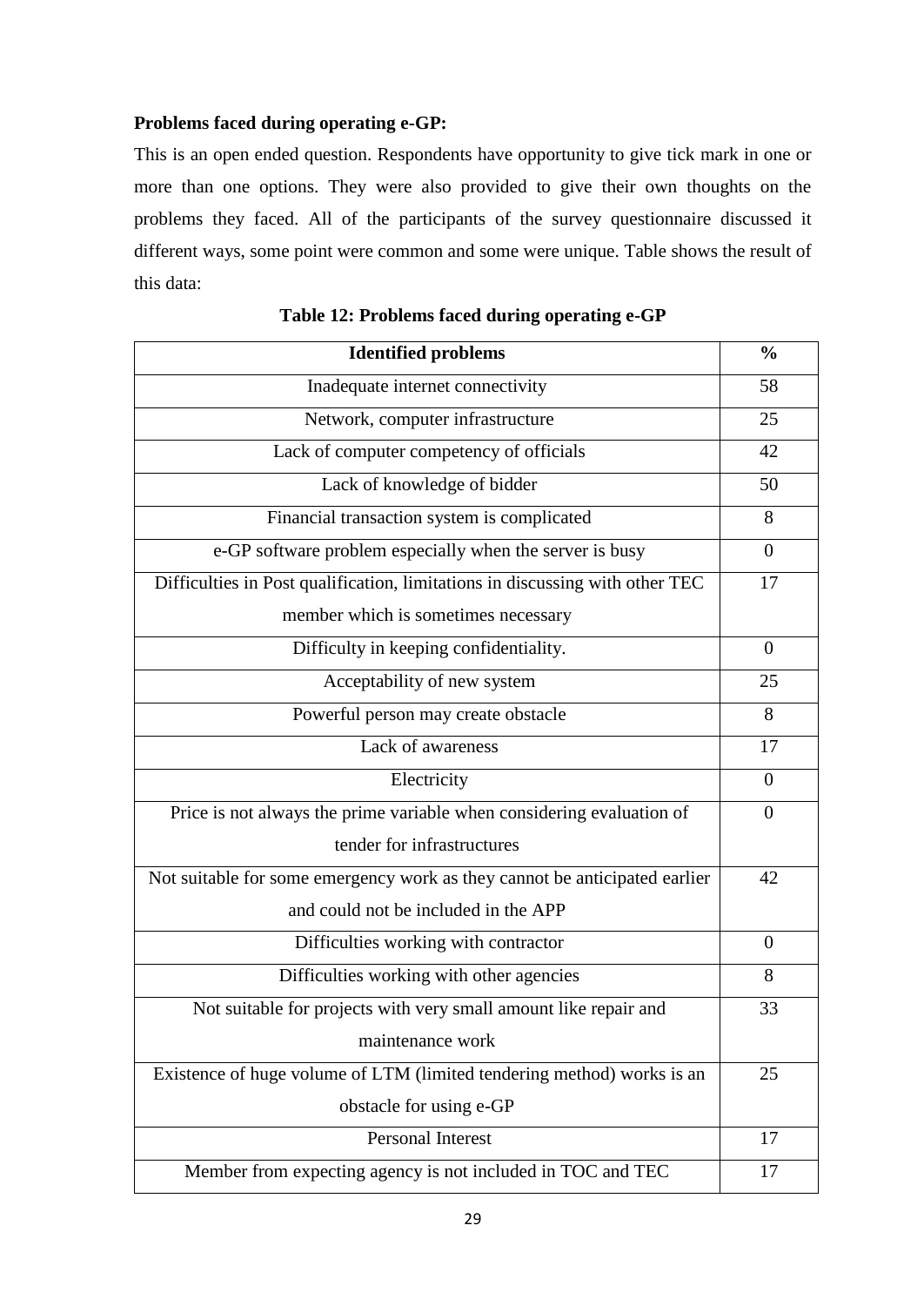**Problems faced during operating e-GP:**

This is an open ended question. Respondents have opportunity to give tick mark in one or more than one options. They were also provided to give their own thoughts on the problems they faced. All of the participants of the survey questionnaire discussed it different ways, some point were common and some were unique. Table shows the result of this data:

**Table 12: Problems faced during operating e-GP**

| Identified problems | % |
|---|---|
| Inadequate internet connectivity | 58 |
| Network, computer infrastructure | 25 |
| Lack of computer competency of officials | 42 |
| Lack of knowledge of bidder | 50 |
| Financial transaction system is complicated | 8 |
| e-GP software problem especially when the server is busy | 0 |
| Difficulties in Post qualification, limitations in discussing with other TEC member which is sometimes necessary | 17 |
| Difficulty in keeping confidentiality. | 0 |
| Acceptability of new system | 25 |
| Powerful person may create obstacle | 8 |
| Lack of awareness | 17 |
| Electricity | 0 |
| Price is not always the prime variable when considering evaluation of tender for infrastructures | 0 |
| Not suitable for some emergency work as they cannot be anticipated earlier and could not be included in the APP | 42 |
| Difficulties working with contractor | 0 |
| Difficulties working with other agencies | 8 |
| Not suitable for projects with very small amount like repair and maintenance work | 33 |
| Existence of huge volume of LTM (limited tendering method) works is an obstacle for using e-GP | 25 |
| Personal Interest | 17 |
| Member from expecting agency is not included in TOC and TEC | 17 |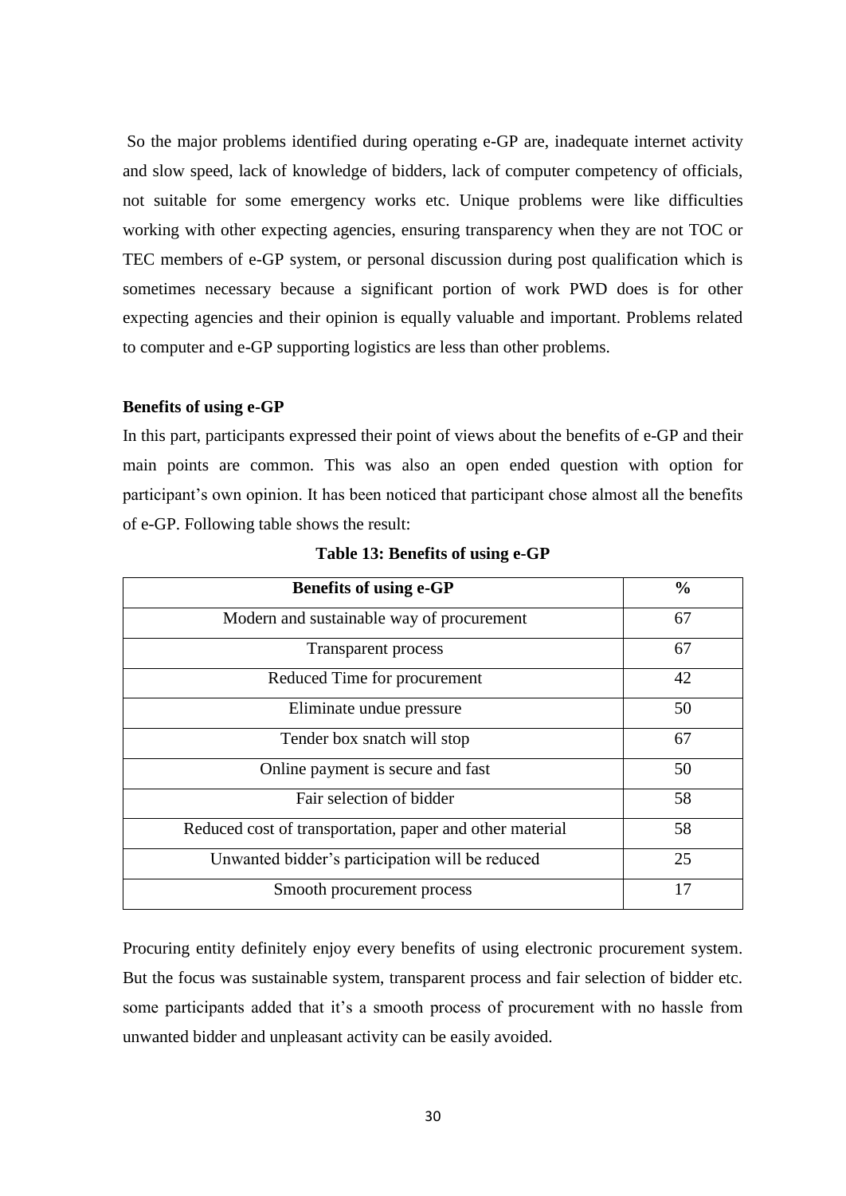So the major problems identified during operating e-GP are, inadequate internet activity and slow speed, lack of knowledge of bidders, lack of computer competency of officials, not suitable for some emergency works etc. Unique problems were like difficulties working with other expecting agencies, ensuring transparency when they are not TOC or TEC members of e-GP system, or personal discussion during post qualification which is sometimes necessary because a significant portion of work PWD does is for other expecting agencies and their opinion is equally valuable and important. Problems related to computer and e-GP supporting logistics are less than other problems.

**Benefits of using e-GP**

In this part, participants expressed their point of views about the benefits of e-GP and their main points are common. This was also an open ended question with option for participant's own opinion. It has been noticed that participant chose almost all the benefits of e-GP. Following table shows the result:

**Table 13: Benefits of using e-GP**

| Benefits of using e-GP | % |
|---|---|
| Modern and sustainable way of procurement | 67 |
| Transparent process | 67 |
| Reduced Time for procurement | 42 |
| Eliminate undue pressure | 50 |
| Tender box snatch will stop | 67 |
| Online payment is secure and fast | 50 |
| Fair selection of bidder | 58 |
| Reduced cost of transportation, paper and other material | 58 |
| Unwanted bidder's participation will be reduced | 25 |
| Smooth procurement process | 17 |

Procuring entity definitely enjoy every benefits of using electronic procurement system. But the focus was sustainable system, transparent process and fair selection of bidder etc. some participants added that it's a smooth process of procurement with no hassle from unwanted bidder and unpleasant activity can be easily avoided.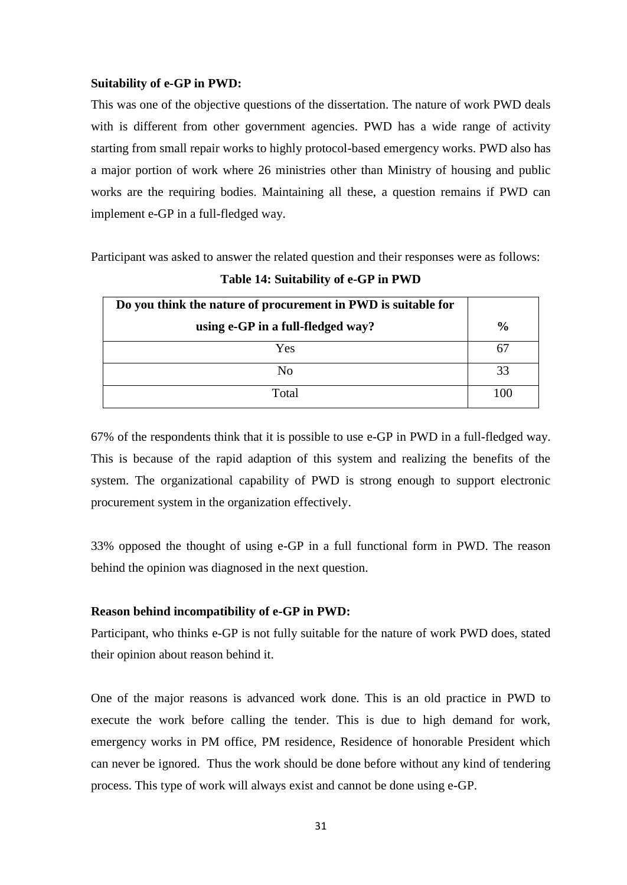**Suitability of e-GP in PWD:**

This was one of the objective questions of the dissertation. The nature of work PWD deals with is different from other government agencies. PWD has a wide range of activity starting from small repair works to highly protocol-based emergency works. PWD also has a major portion of work where 26 ministries other than Ministry of housing and public works are the requiring bodies. Maintaining all these, a question remains if PWD can implement e-GP in a full-fledged way.

Participant was asked to answer the related question and their responses were as follows:

**Table 14: Suitability of e-GP in PWD**

| Do you think the nature of procurement in PWD is suitable for using e-GP in a full-fledged way? | % |
|---|---|
| Yes | 67 |
| No | 33 |
| Total | 100 |

67% of the respondents think that it is possible to use e-GP in PWD in a full-fledged way. This is because of the rapid adaption of this system and realizing the benefits of the system. The organizational capability of PWD is strong enough to support electronic procurement system in the organization effectively.

33% opposed the thought of using e-GP in a full functional form in PWD. The reason behind the opinion was diagnosed in the next question.

**Reason behind incompatibility of e-GP in PWD:**

Participant, who thinks e-GP is not fully suitable for the nature of work PWD does, stated their opinion about reason behind it.

One of the major reasons is advanced work done. This is an old practice in PWD to execute the work before calling the tender. This is due to high demand for work, emergency works in PM office, PM residence, Residence of honorable President which can never be ignored. Thus the work should be done before without any kind of tendering process. This type of work will always exist and cannot be done using e-GP.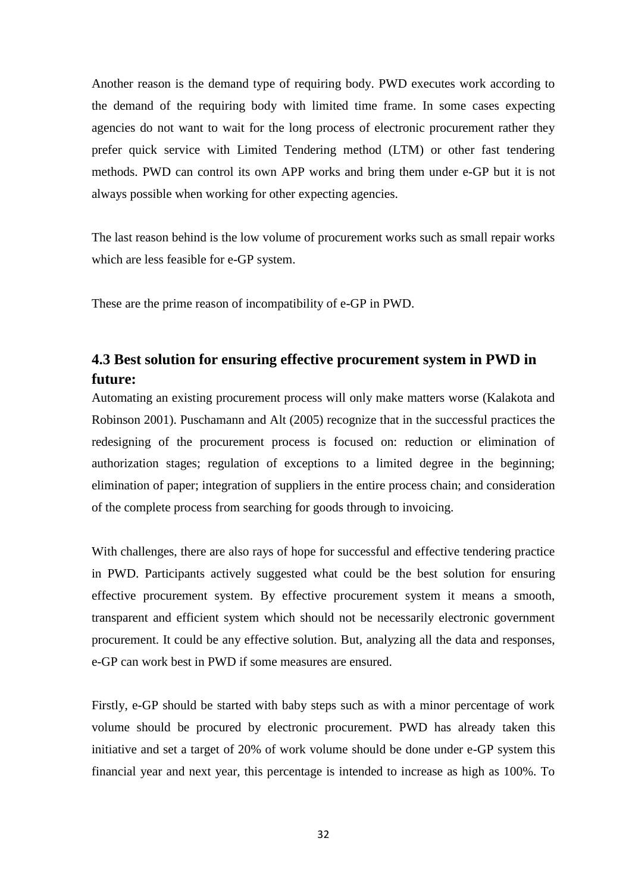Another reason is the demand type of requiring body. PWD executes work according to the demand of the requiring body with limited time frame. In some cases expecting agencies do not want to wait for the long process of electronic procurement rather they prefer quick service with Limited Tendering method (LTM) or other fast tendering methods. PWD can control its own APP works and bring them under e-GP but it is not always possible when working for other expecting agencies.

The last reason behind is the low volume of procurement works such as small repair works which are less feasible for e-GP system.

These are the prime reason of incompatibility of e-GP in PWD.

## 4.3 Best solution for ensuring effective procurement system in PWD in future:

Automating an existing procurement process will only make matters worse (Kalakota and Robinson 2001). Puschamann and Alt (2005) recognize that in the successful practices the redesigning of the procurement process is focused on: reduction or elimination of authorization stages; regulation of exceptions to a limited degree in the beginning; elimination of paper; integration of suppliers in the entire process chain; and consideration of the complete process from searching for goods through to invoicing.

With challenges, there are also rays of hope for successful and effective tendering practice in PWD. Participants actively suggested what could be the best solution for ensuring effective procurement system. By effective procurement system it means a smooth, transparent and efficient system which should not be necessarily electronic government procurement. It could be any effective solution. But, analyzing all the data and responses, e-GP can work best in PWD if some measures are ensured.

Firstly, e-GP should be started with baby steps such as with a minor percentage of work volume should be procured by electronic procurement. PWD has already taken this initiative and set a target of 20% of work volume should be done under e-GP system this financial year and next year, this percentage is intended to increase as high as 100%. To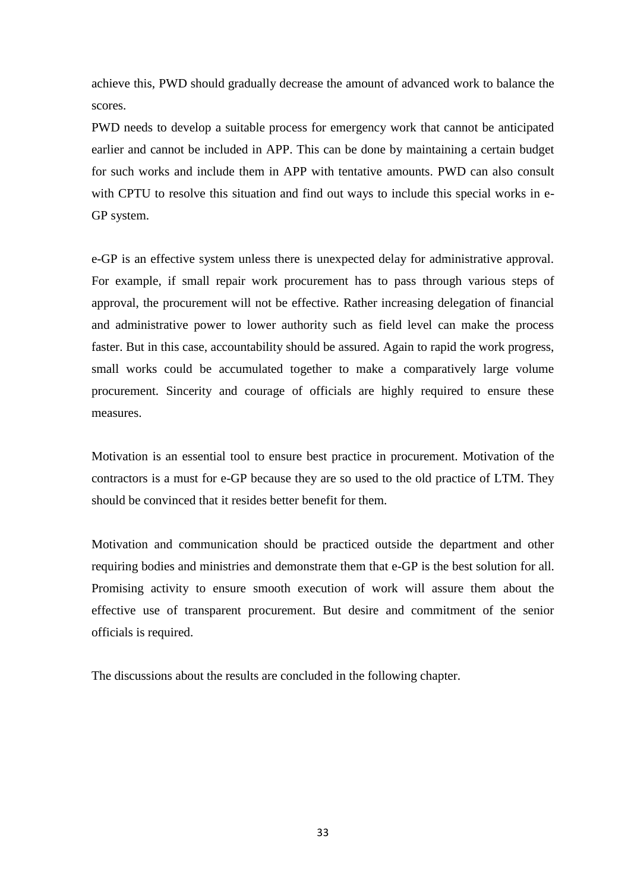achieve this, PWD should gradually decrease the amount of advanced work to balance the scores.

PWD needs to develop a suitable process for emergency work that cannot be anticipated earlier and cannot be included in APP. This can be done by maintaining a certain budget for such works and include them in APP with tentative amounts. PWD can also consult with CPTU to resolve this situation and find out ways to include this special works in e-GP system.

e-GP is an effective system unless there is unexpected delay for administrative approval. For example, if small repair work procurement has to pass through various steps of approval, the procurement will not be effective. Rather increasing delegation of financial and administrative power to lower authority such as field level can make the process faster. But in this case, accountability should be assured. Again to rapid the work progress, small works could be accumulated together to make a comparatively large volume procurement. Sincerity and courage of officials are highly required to ensure these measures.

Motivation is an essential tool to ensure best practice in procurement. Motivation of the contractors is a must for e-GP because they are so used to the old practice of LTM. They should be convinced that it resides better benefit for them.

Motivation and communication should be practiced outside the department and other requiring bodies and ministries and demonstrate them that e-GP is the best solution for all. Promising activity to ensure smooth execution of work will assure them about the effective use of transparent procurement. But desire and commitment of the senior officials is required.

The discussions about the results are concluded in the following chapter.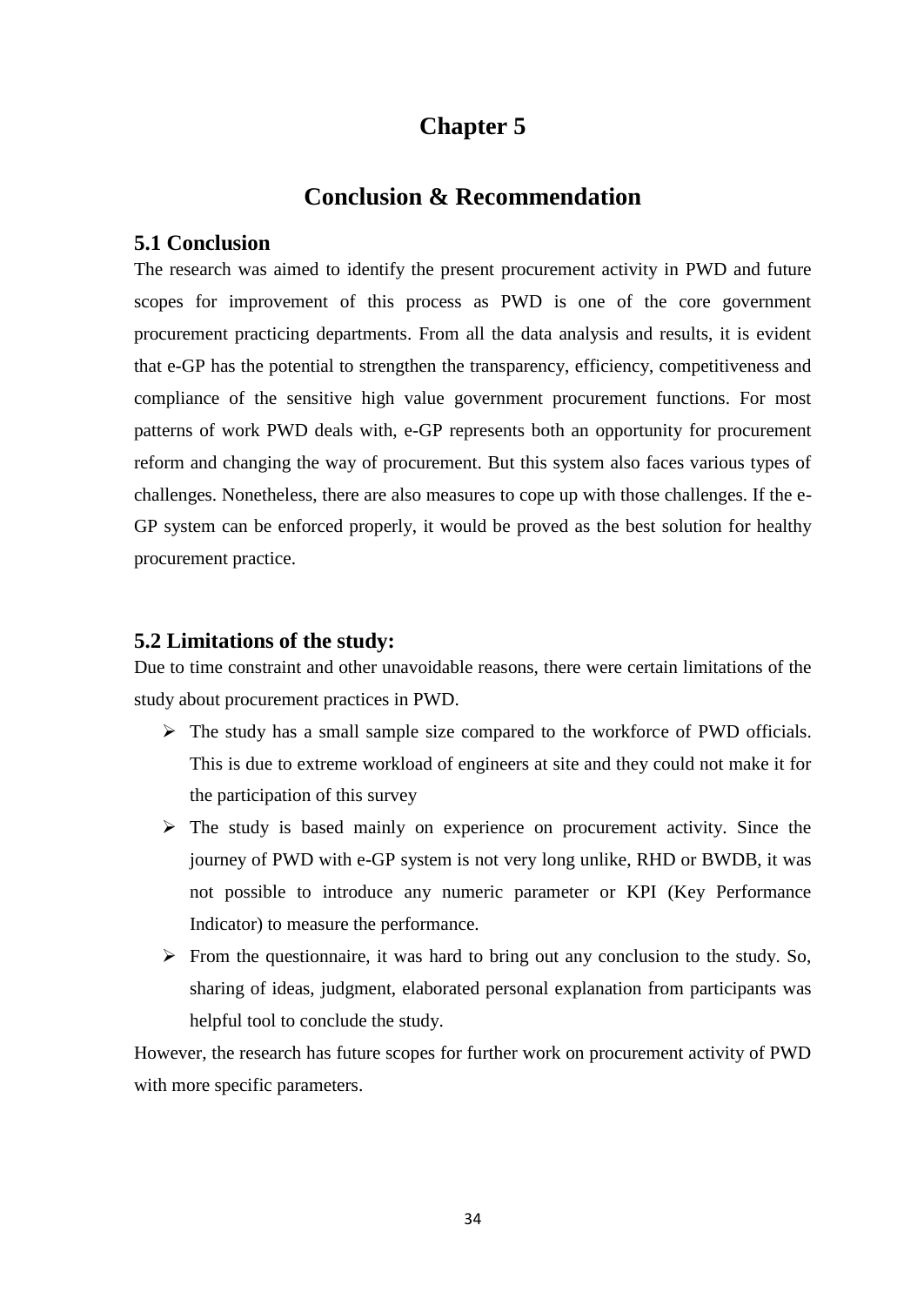# Chapter 5

# Conclusion & Recommendation

## 5.1 Conclusion

The research was aimed to identify the present procurement activity in PWD and future scopes for improvement of this process as PWD is one of the core government procurement practicing departments. From all the data analysis and results, it is evident that e-GP has the potential to strengthen the transparency, efficiency, competitiveness and compliance of the sensitive high value government procurement functions. For most patterns of work PWD deals with, e-GP represents both an opportunity for procurement reform and changing the way of procurement. But this system also faces various types of challenges. Nonetheless, there are also measures to cope up with those challenges. If the e-GP system can be enforced properly, it would be proved as the best solution for healthy procurement practice.

## 5.2 Limitations of the study:

Due to time constraint and other unavoidable reasons, there were certain limitations of the study about procurement practices in PWD.

- The study has a small sample size compared to the workforce of PWD officials. This is due to extreme workload of engineers at site and they could not make it for the participation of this survey
- The study is based mainly on experience on procurement activity. Since the journey of PWD with e-GP system is not very long unlike, RHD or BWDB, it was not possible to introduce any numeric parameter or KPI (Key Performance Indicator) to measure the performance.
- From the questionnaire, it was hard to bring out any conclusion to the study. So, sharing of ideas, judgment, elaborated personal explanation from participants was helpful tool to conclude the study.

However, the research has future scopes for further work on procurement activity of PWD with more specific parameters.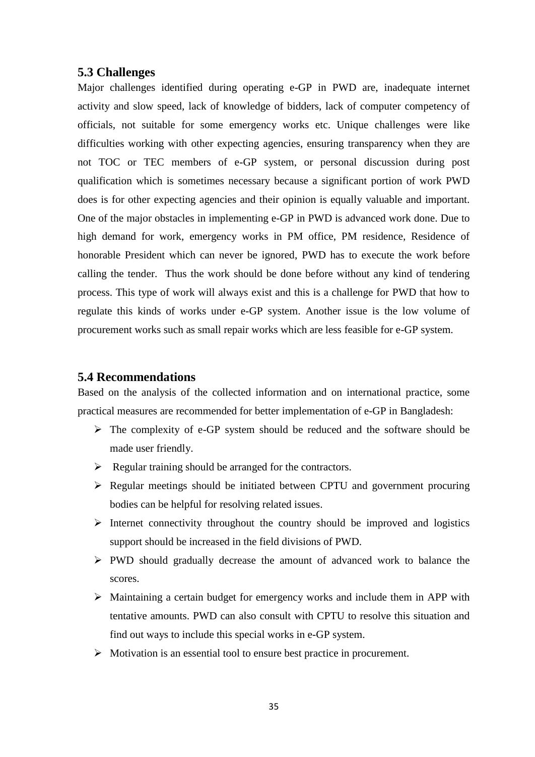### 5.3 Challenges

Major challenges identified during operating e-GP in PWD are, inadequate internet activity and slow speed, lack of knowledge of bidders, lack of computer competency of officials, not suitable for some emergency works etc. Unique challenges were like difficulties working with other expecting agencies, ensuring transparency when they are not TOC or TEC members of e-GP system, or personal discussion during post qualification which is sometimes necessary because a significant portion of work PWD does is for other expecting agencies and their opinion is equally valuable and important. One of the major obstacles in implementing e-GP in PWD is advanced work done. Due to high demand for work, emergency works in PM office, PM residence, Residence of honorable President which can never be ignored, PWD has to execute the work before calling the tender. Thus the work should be done before without any kind of tendering process. This type of work will always exist and this is a challenge for PWD that how to regulate this kinds of works under e-GP system. Another issue is the low volume of procurement works such as small repair works which are less feasible for e-GP system.

### 5.4 Recommendations

Based on the analysis of the collected information and on international practice, some practical measures are recommended for better implementation of e-GP in Bangladesh:

- The complexity of e-GP system should be reduced and the software should be made user friendly.
- Regular training should be arranged for the contractors.
- Regular meetings should be initiated between CPTU and government procuring bodies can be helpful for resolving related issues.
- Internet connectivity throughout the country should be improved and logistics support should be increased in the field divisions of PWD.
- PWD should gradually decrease the amount of advanced work to balance the scores.
- Maintaining a certain budget for emergency works and include them in APP with tentative amounts. PWD can also consult with CPTU to resolve this situation and find out ways to include this special works in e-GP system.
- Motivation is an essential tool to ensure best practice in procurement.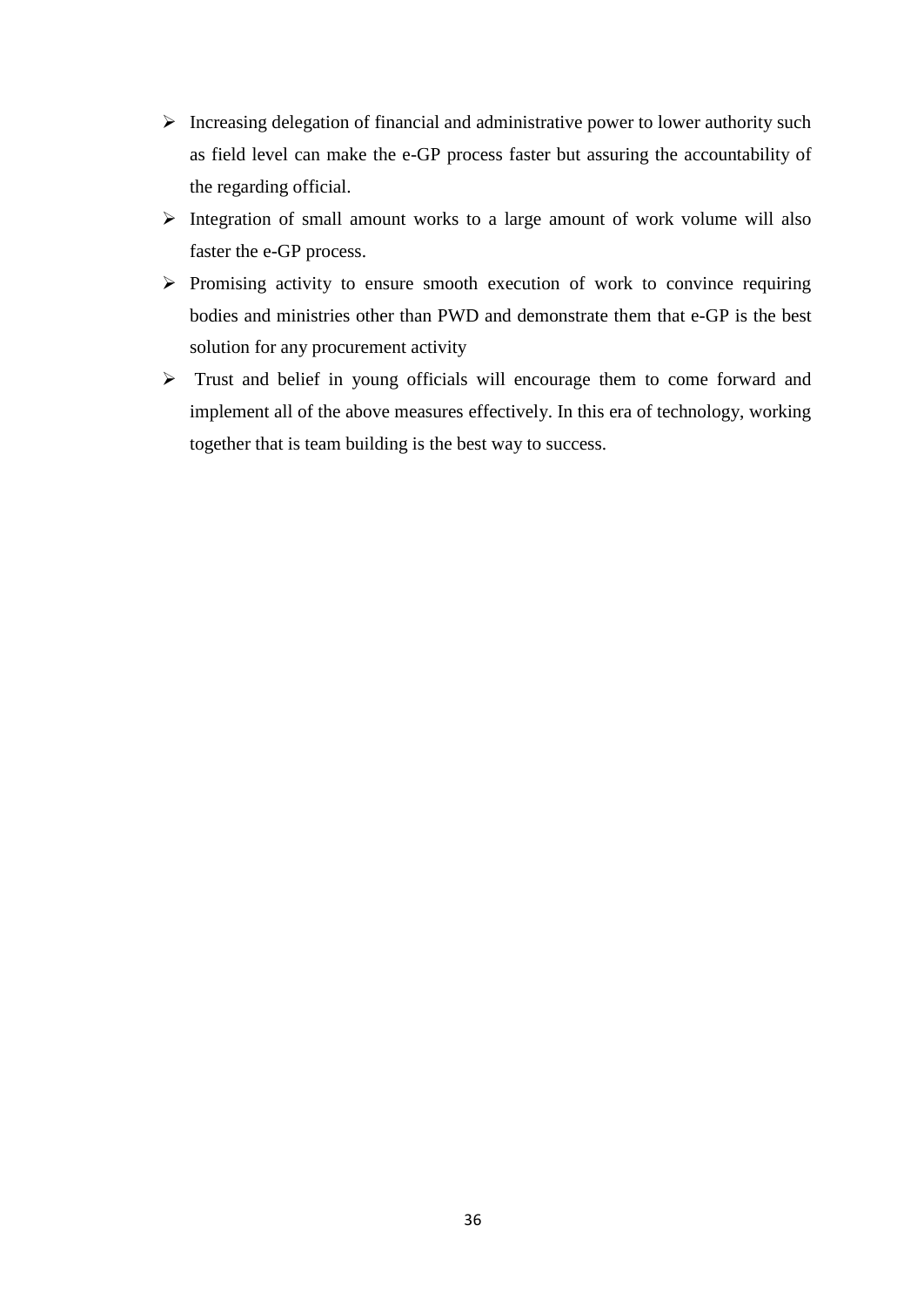- Increasing delegation of financial and administrative power to lower authority such as field level can make the e-GP process faster but assuring the accountability of the regarding official.
- Integration of small amount works to a large amount of work volume will also faster the e-GP process.
- Promising activity to ensure smooth execution of work to convince requiring bodies and ministries other than PWD and demonstrate them that e-GP is the best solution for any procurement activity
- Trust and belief in young officials will encourage them to come forward and implement all of the above measures effectively. In this era of technology, working together that is team building is the best way to success.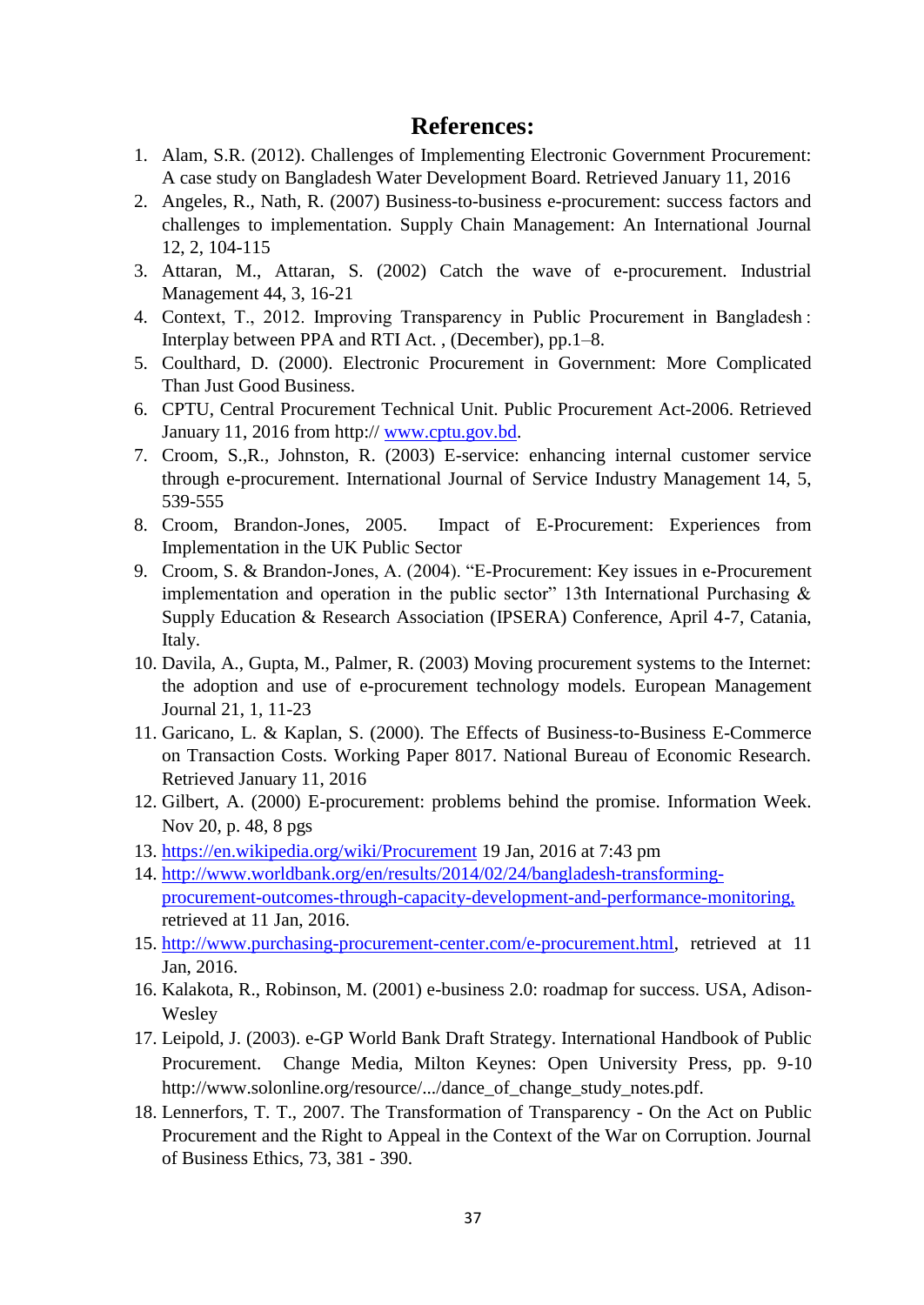# References:

1. Alam, S.R. (2012). Challenges of Implementing Electronic Government Procurement: A case study on Bangladesh Water Development Board. Retrieved January 11, 2016
2. Angeles, R., Nath, R. (2007) Business-to-business e-procurement: success factors and challenges to implementation. Supply Chain Management: An International Journal 12, 2, 104-115
3. Attaran, M., Attaran, S. (2002) Catch the wave of e-procurement. Industrial Management 44, 3, 16-21
4. Context, T., 2012. Improving Transparency in Public Procurement in Bangladesh : Interplay between PPA and RTI Act. , (December), pp.1–8.
5. Coulthard, D. (2000). Electronic Procurement in Government: More Complicated Than Just Good Business.
6. CPTU, Central Procurement Technical Unit. Public Procurement Act-2006. Retrieved January 11, 2016 from http:// www.cptu.gov.bd.
7. Croom, S.,R., Johnston, R. (2003) E-service: enhancing internal customer service through e-procurement. International Journal of Service Industry Management 14, 5, 539-555
8. Croom, Brandon-Jones, 2005. Impact of E-Procurement: Experiences from Implementation in the UK Public Sector
9. Croom, S. & Brandon-Jones, A. (2004). "E-Procurement: Key issues in e-Procurement implementation and operation in the public sector" 13th International Purchasing & Supply Education & Research Association (IPSERA) Conference, April 4-7, Catania, Italy.
10. Davila, A., Gupta, M., Palmer, R. (2003) Moving procurement systems to the Internet: the adoption and use of e-procurement technology models. European Management Journal 21, 1, 11-23
11. Garicano, L. & Kaplan, S. (2000). The Effects of Business-to-Business E-Commerce on Transaction Costs. Working Paper 8017. National Bureau of Economic Research. Retrieved January 11, 2016
12. Gilbert, A. (2000) E-procurement: problems behind the promise. Information Week. Nov 20, p. 48, 8 pgs
13. https://en.wikipedia.org/wiki/Procurement 19 Jan, 2016 at 7:43 pm
14. http://www.worldbank.org/en/results/2014/02/24/bangladesh-transforming-procurement-outcomes-through-capacity-development-and-performance-monitoring, retrieved at 11 Jan, 2016.
15. http://www.purchasing-procurement-center.com/e-procurement.html, retrieved at 11 Jan, 2016.
16. Kalakota, R., Robinson, M. (2001) e-business 2.0: roadmap for success. USA, Adison-Wesley
17. Leipold, J. (2003). e-GP World Bank Draft Strategy. International Handbook of Public Procurement. Change Media, Milton Keynes: Open University Press, pp. 9-10 http://www.solonline.org/resource/.../dance_of_change_study_notes.pdf.
18. Lennerfors, T. T., 2007. The Transformation of Transparency - On the Act on Public Procurement and the Right to Appeal in the Context of the War on Corruption. Journal of Business Ethics, 73, 381 - 390.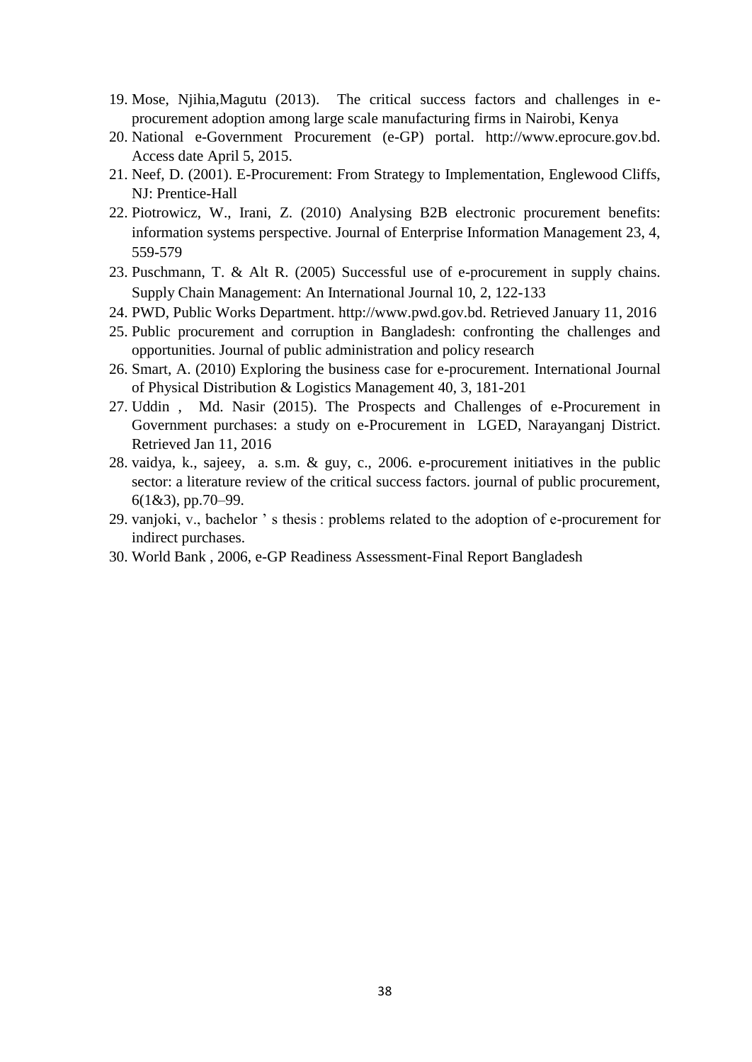19. Mose, Njihia,Magutu (2013). The critical success factors and challenges in e-procurement adoption among large scale manufacturing firms in Nairobi, Kenya
20. National e-Government Procurement (e-GP) portal. http://www.eprocure.gov.bd. Access date April 5, 2015.
21. Neef, D. (2001). E-Procurement: From Strategy to Implementation, Englewood Cliffs, NJ: Prentice-Hall
22. Piotrowicz, W., Irani, Z. (2010) Analysing B2B electronic procurement benefits: information systems perspective. Journal of Enterprise Information Management 23, 4, 559-579
23. Puschmann, T. & Alt R. (2005) Successful use of e-procurement in supply chains. Supply Chain Management: An International Journal 10, 2, 122-133
24. PWD, Public Works Department. http://www.pwd.gov.bd. Retrieved January 11, 2016
25. Public procurement and corruption in Bangladesh: confronting the challenges and opportunities. Journal of public administration and policy research
26. Smart, A. (2010) Exploring the business case for e-procurement. International Journal of Physical Distribution & Logistics Management 40, 3, 181-201
27. Uddin , Md. Nasir (2015). The Prospects and Challenges of e-Procurement in Government purchases: a study on e-Procurement in LGED, Narayanganj District. Retrieved Jan 11, 2016
28. vaidya, k., sajeey, a. s.m. & guy, c., 2006. e-procurement initiatives in the public sector: a literature review of the critical success factors. journal of public procurement, 6(1&3), pp.70–99.
29. vanjoki, v., bachelor ' s thesis : problems related to the adoption of e-procurement for indirect purchases.
30. World Bank , 2006, e-GP Readiness Assessment-Final Report Bangladesh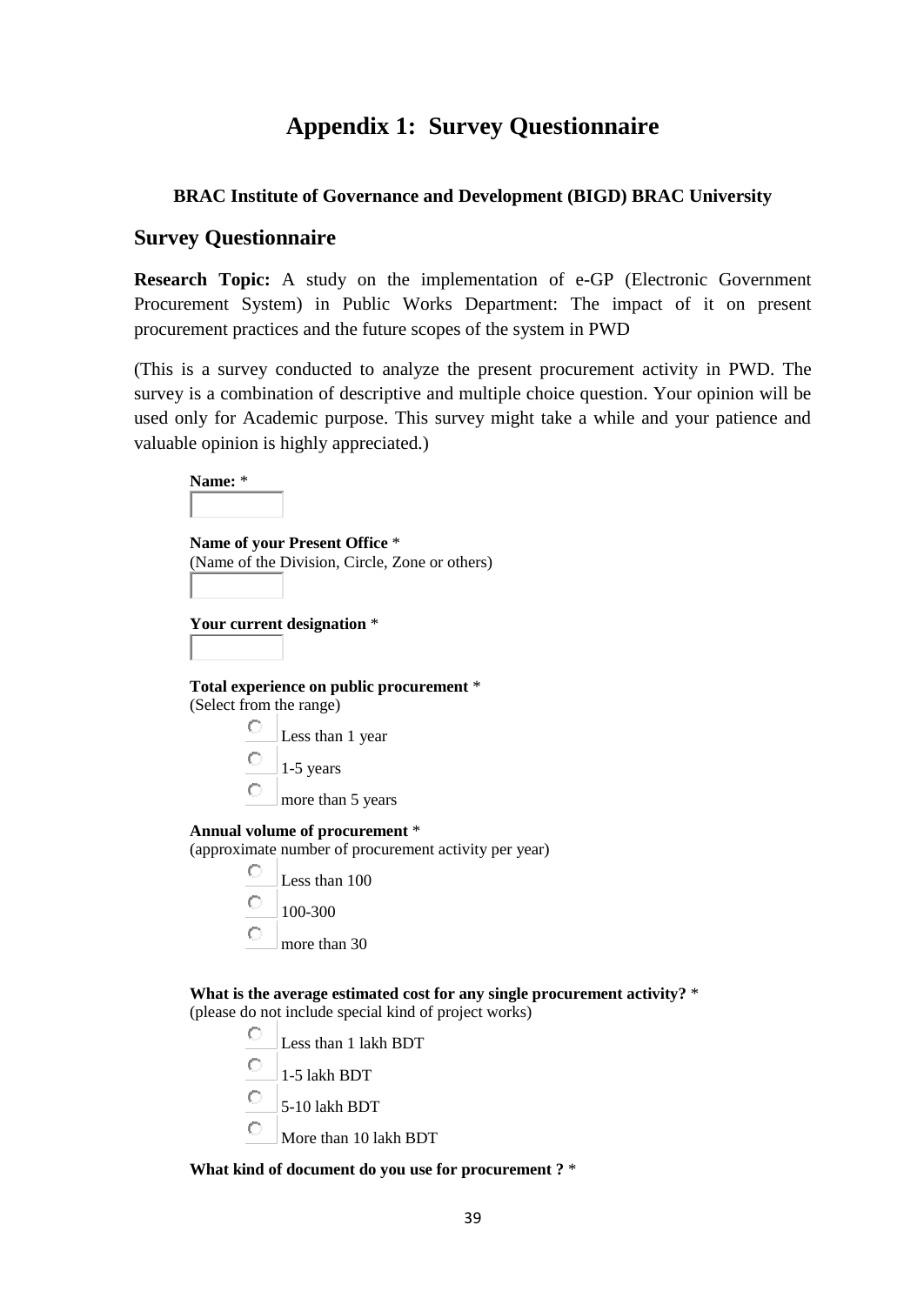# Appendix 1: Survey Questionnaire

**BRAC Institute of Governance and Development (BIGD) BRAC University**

## Survey Questionnaire

**Research Topic:** A study on the implementation of e-GP (Electronic Government Procurement System) in Public Works Department: The impact of it on present procurement practices and the future scopes of the system in PWD

(This is a survey conducted to analyze the present procurement activity in PWD. The survey is a combination of descriptive and multiple choice question. Your opinion will be used only for Academic purpose. This survey might take a while and your patience and valuable opinion is highly appreciated.)

**Name:** *

**Name of your Present Office** *
(Name of the Division, Circle, Zone or others)

**Your current designation** *

**Total experience on public procurement** *
(Select from the range)

- Less than 1 year
- 1-5 years
- more than 5 years

**Annual volume of procurement** *
(approximate number of procurement activity per year)

- Less than 100
- 100-300
- more than 30

**What is the average estimated cost for any single procurement activity?** *
(please do not include special kind of project works)

- Less than 1 lakh BDT
- 1-5 lakh BDT
- 5-10 lakh BDT
- More than 10 lakh BDT

**What kind of document do you use for procurement ?** *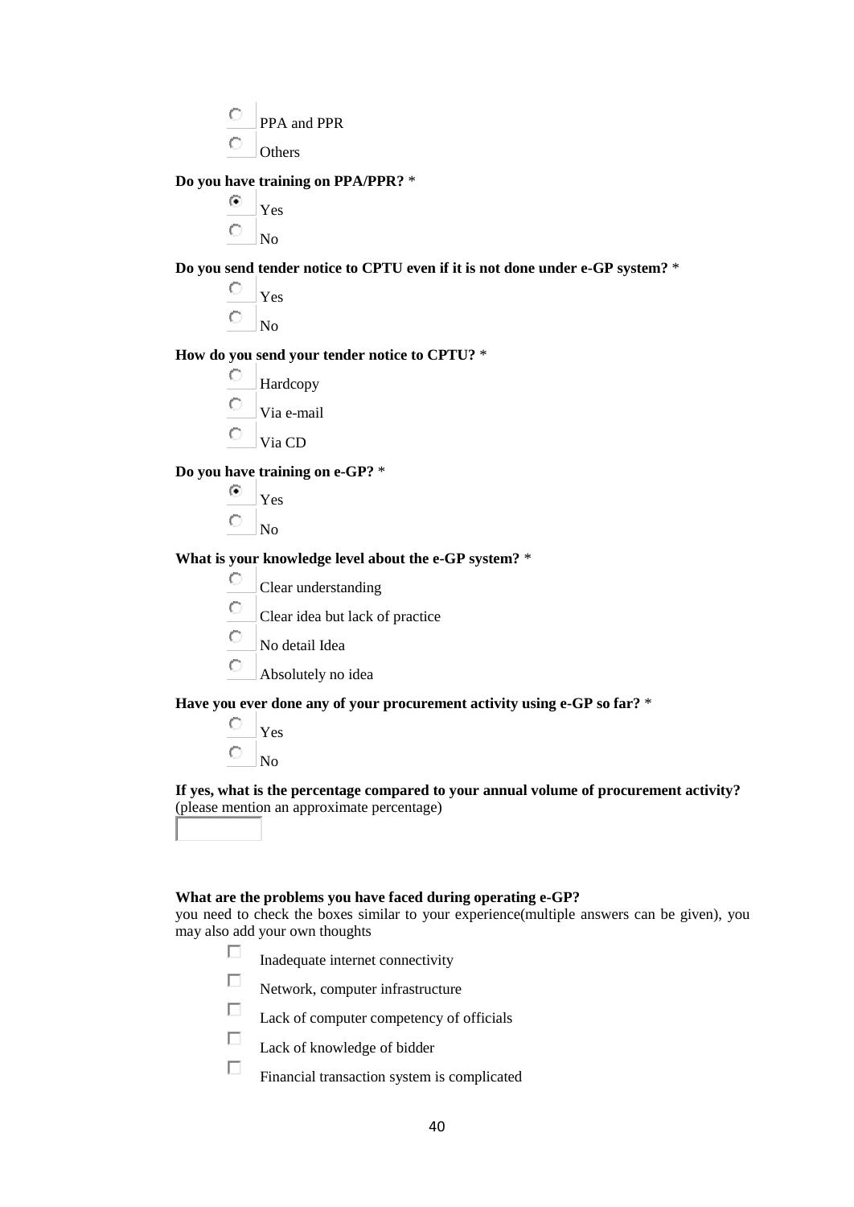- ○ PPA and PPR
- ○ Others

**Do you have training on PPA/PPR?** *

- ◉ Yes
- ○ No

**Do you send tender notice to CPTU even if it is not done under e-GP system?** *

- ○ Yes
- ○ No

**How do you send your tender notice to CPTU?** *

- ○ Hardcopy
- ○ Via e-mail
- ○ Via CD

**Do you have training on e-GP?** *

- ◉ Yes
- ○ No

**What is your knowledge level about the e-GP system?** *

- ○ Clear understanding
- ○ Clear idea but lack of practice
- ○ No detail Idea
- ○ Absolutely no idea

**Have you ever done any of your procurement activity using e-GP so far?** *

- ○ Yes
- ○ No

**If yes, what is the percentage compared to your annual volume of procurement activity?** (please mention an approximate percentage)

[ ]

**What are the problems you have faced during operating e-GP?**
you need to check the boxes similar to your experience(multiple answers can be given), you may also add your own thoughts

- ☐ Inadequate internet connectivity
- ☐ Network, computer infrastructure
- ☐ Lack of computer competency of officials
- ☐ Lack of knowledge of bidder
- ☐ Financial transaction system is complicated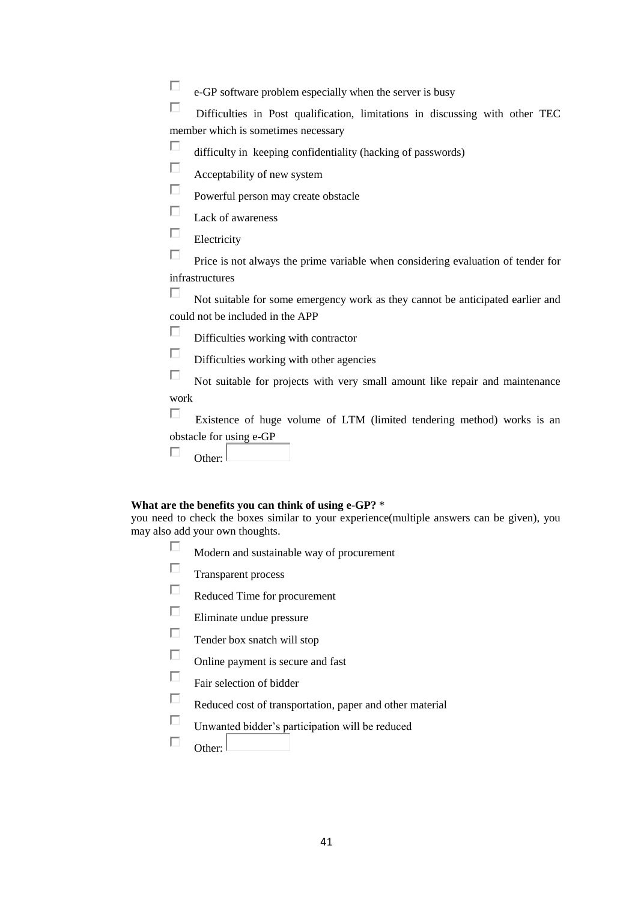- ☐ e-GP software problem especially when the server is busy
- ☐ Difficulties in Post qualification, limitations in discussing with other TEC member which is sometimes necessary
- ☐ difficulty in keeping confidentiality (hacking of passwords)
- ☐ Acceptability of new system
- ☐ Powerful person may create obstacle
- ☐ Lack of awareness
- ☐ Electricity
- ☐ Price is not always the prime variable when considering evaluation of tender for infrastructures
- ☐ Not suitable for some emergency work as they cannot be anticipated earlier and could not be included in the APP
- ☐ Difficulties working with contractor
- ☐ Difficulties working with other agencies
- ☐ Not suitable for projects with very small amount like repair and maintenance work
- ☐ Existence of huge volume of LTM (limited tendering method) works is an obstacle for using e-GP
- ☐ Other: ________

**What are the benefits you can think of using e-GP?** *

you need to check the boxes similar to your experience(multiple answers can be given), you may also add your own thoughts.

- ☐ Modern and sustainable way of procurement
- ☐ Transparent process
- ☐ Reduced Time for procurement
- ☐ Eliminate undue pressure
- ☐ Tender box snatch will stop
- ☐ Online payment is secure and fast
- ☐ Fair selection of bidder
- ☐ Reduced cost of transportation, paper and other material
- ☐ Unwanted bidder's participation will be reduced
- ☐ Other: ________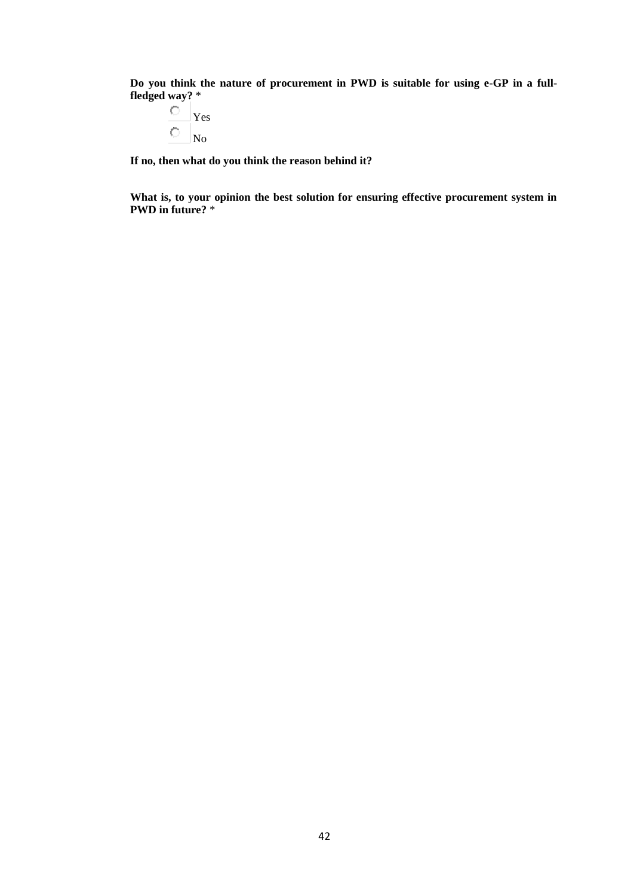**Do you think the nature of procurement in PWD is suitable for using e-GP in a full-fledged way?** *

- ○ Yes
- ○ No

**If no, then what do you think the reason behind it?**

**What is, to your opinion the best solution for ensuring effective procurement system in PWD in future?** *